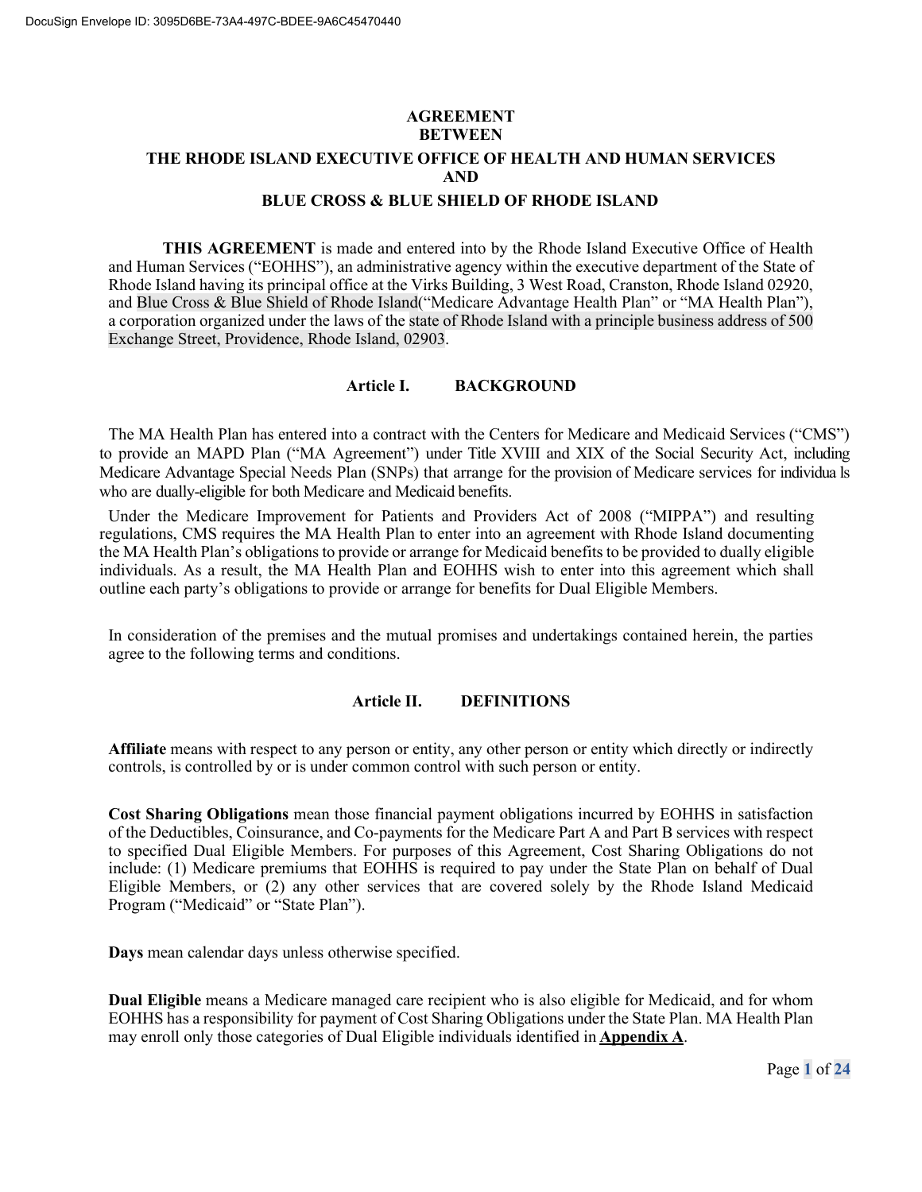# AGREEMENT
# BETWEEN
# THE RHODE ISLAND EXECUTIVE OFFICE OF HEALTH AND HUMAN SERVICES
# AND
# BLUE CROSS & BLUE SHIELD OF RHODE ISLAND

**THIS AGREEMENT** is made and entered into by the Rhode Island Executive Office of Health and Human Services ("EOHHS"), an administrative agency within the executive department of the State of Rhode Island having its principal office at the Virks Building, 3 West Road, Cranston, Rhode Island 02920, and Blue Cross & Blue Shield of Rhode Island("Medicare Advantage Health Plan" or "MA Health Plan"), a corporation organized under the laws of the state of Rhode Island with a principle business address of 500 Exchange Street, Providence, Rhode Island, 02903.

## Article I. BACKGROUND

The MA Health Plan has entered into a contract with the Centers for Medicare and Medicaid Services ("CMS") to provide an MAPD Plan ("MA Agreement") under Title XVIII and XIX of the Social Security Act, including Medicare Advantage Special Needs Plan (SNPs) that arrange for the provision of Medicare services for individua ls who are dually-eligible for both Medicare and Medicaid benefits.

Under the Medicare Improvement for Patients and Providers Act of 2008 ("MIPPA") and resulting regulations, CMS requires the MA Health Plan to enter into an agreement with Rhode Island documenting the MA Health Plan's obligations to provide or arrange for Medicaid benefits to be provided to dually eligible individuals. As a result, the MA Health Plan and EOHHS wish to enter into this agreement which shall outline each party's obligations to provide or arrange for benefits for Dual Eligible Members.

In consideration of the premises and the mutual promises and undertakings contained herein, the parties agree to the following terms and conditions.

## Article II. DEFINITIONS

**Affiliate** means with respect to any person or entity, any other person or entity which directly or indirectly controls, is controlled by or is under common control with such person or entity.

**Cost Sharing Obligations** mean those financial payment obligations incurred by EOHHS in satisfaction of the Deductibles, Coinsurance, and Co-payments for the Medicare Part A and Part B services with respect to specified Dual Eligible Members. For purposes of this Agreement, Cost Sharing Obligations do not include: (1) Medicare premiums that EOHHS is required to pay under the State Plan on behalf of Dual Eligible Members, or (2) any other services that are covered solely by the Rhode Island Medicaid Program ("Medicaid" or "State Plan").

**Days** mean calendar days unless otherwise specified.

**Dual Eligible** means a Medicare managed care recipient who is also eligible for Medicaid, and for whom EOHHS has a responsibility for payment of Cost Sharing Obligations under the State Plan. MA Health Plan may enroll only those categories of Dual Eligible individuals identified in **Appendix A**.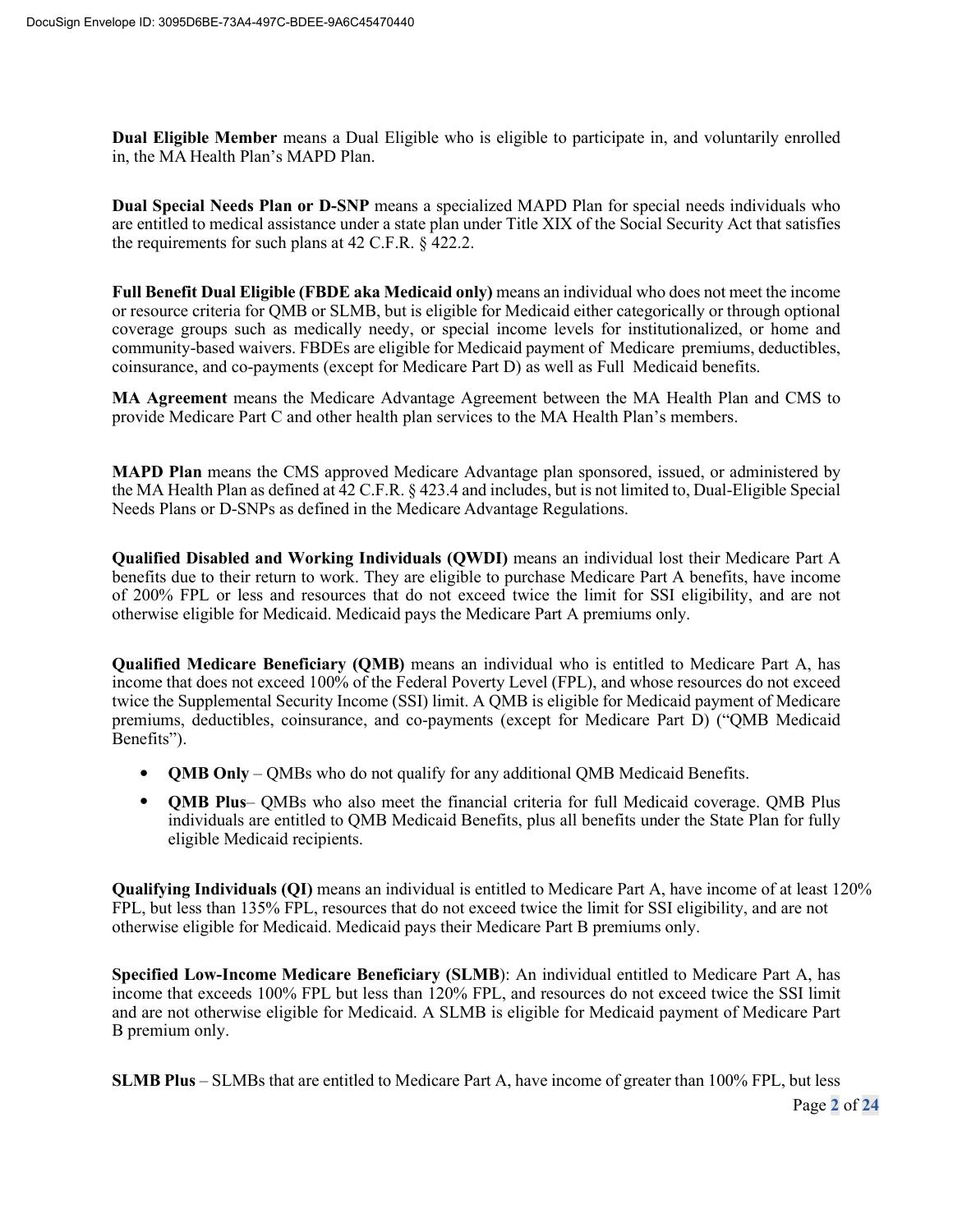**Dual Eligible Member** means a Dual Eligible who is eligible to participate in, and voluntarily enrolled in, the MA Health Plan's MAPD Plan.

**Dual Special Needs Plan or D-SNP** means a specialized MAPD Plan for special needs individuals who are entitled to medical assistance under a state plan under Title XIX of the Social Security Act that satisfies the requirements for such plans at 42 C.F.R. § 422.2.

**Full Benefit Dual Eligible (FBDE aka Medicaid only)** means an individual who does not meet the income or resource criteria for QMB or SLMB, but is eligible for Medicaid either categorically or through optional coverage groups such as medically needy, or special income levels for institutionalized, or home and community-based waivers. FBDEs are eligible for Medicaid payment of Medicare premiums, deductibles, coinsurance, and co-payments (except for Medicare Part D) as well as Full Medicaid benefits.

**MA Agreement** means the Medicare Advantage Agreement between the MA Health Plan and CMS to provide Medicare Part C and other health plan services to the MA Health Plan's members.

**MAPD Plan** means the CMS approved Medicare Advantage plan sponsored, issued, or administered by the MA Health Plan as defined at 42 C.F.R. § 423.4 and includes, but is not limited to, Dual-Eligible Special Needs Plans or D-SNPs as defined in the Medicare Advantage Regulations.

**Qualified Disabled and Working Individuals (QWDI)** means an individual lost their Medicare Part A benefits due to their return to work. They are eligible to purchase Medicare Part A benefits, have income of 200% FPL or less and resources that do not exceed twice the limit for SSI eligibility, and are not otherwise eligible for Medicaid. Medicaid pays the Medicare Part A premiums only.

**Qualified Medicare Beneficiary (QMB)** means an individual who is entitled to Medicare Part A, has income that does not exceed 100% of the Federal Poverty Level (FPL), and whose resources do not exceed twice the Supplemental Security Income (SSI) limit. A QMB is eligible for Medicaid payment of Medicare premiums, deductibles, coinsurance, and co-payments (except for Medicare Part D) ("QMB Medicaid Benefits").

- **QMB Only** – QMBs who do not qualify for any additional QMB Medicaid Benefits.
- **QMB Plus**– QMBs who also meet the financial criteria for full Medicaid coverage. QMB Plus individuals are entitled to QMB Medicaid Benefits, plus all benefits under the State Plan for fully eligible Medicaid recipients.

**Qualifying Individuals (QI)** means an individual is entitled to Medicare Part A, have income of at least 120% FPL, but less than 135% FPL, resources that do not exceed twice the limit for SSI eligibility, and are not otherwise eligible for Medicaid. Medicaid pays their Medicare Part B premiums only.

**Specified Low-Income Medicare Beneficiary (SLMB)**: An individual entitled to Medicare Part A, has income that exceeds 100% FPL but less than 120% FPL, and resources do not exceed twice the SSI limit and are not otherwise eligible for Medicaid. A SLMB is eligible for Medicaid payment of Medicare Part B premium only.

**SLMB Plus** – SLMBs that are entitled to Medicare Part A, have income of greater than 100% FPL, but less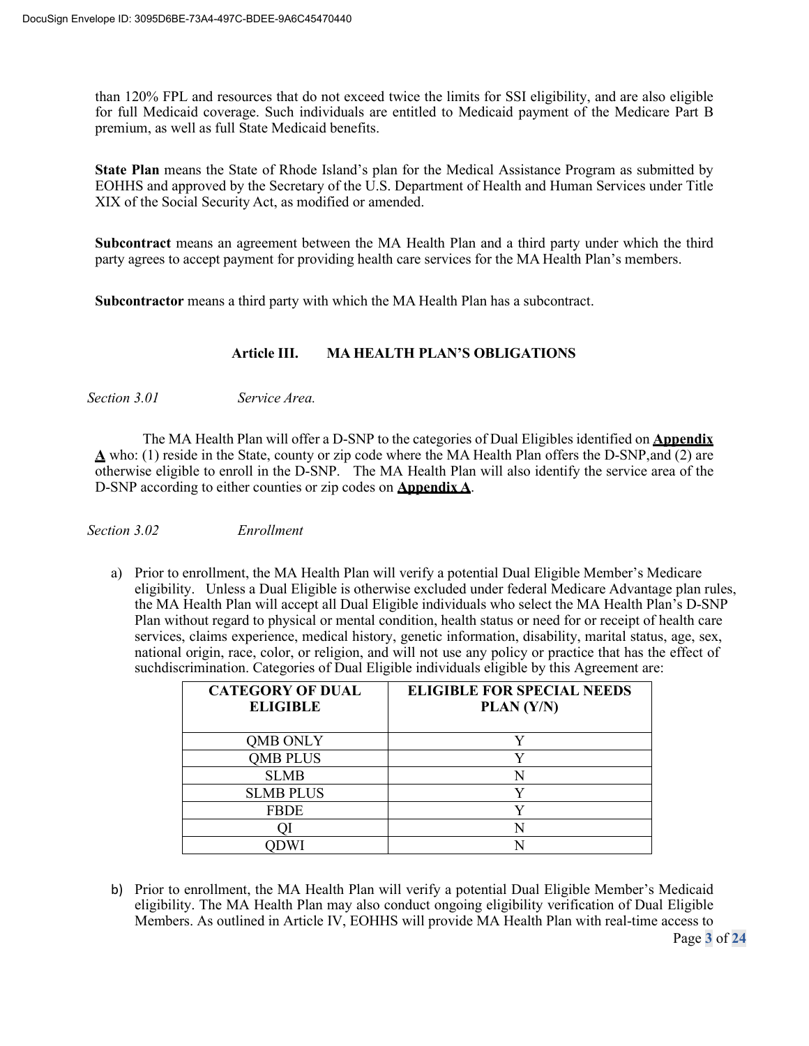than 120% FPL and resources that do not exceed twice the limits for SSI eligibility, and are also eligible for full Medicaid coverage. Such individuals are entitled to Medicaid payment of the Medicare Part B premium, as well as full State Medicaid benefits.

**State Plan** means the State of Rhode Island's plan for the Medical Assistance Program as submitted by EOHHS and approved by the Secretary of the U.S. Department of Health and Human Services under Title XIX of the Social Security Act, as modified or amended.

**Subcontract** means an agreement between the MA Health Plan and a third party under which the third party agrees to accept payment for providing health care services for the MA Health Plan's members.

**Subcontractor** means a third party with which the MA Health Plan has a subcontract.

## Article III. MA HEALTH PLAN'S OBLIGATIONS

*Section 3.01 Service Area.*

The MA Health Plan will offer a D-SNP to the categories of Dual Eligibles identified on **Appendix A** who: (1) reside in the State, county or zip code where the MA Health Plan offers the D-SNP,and (2) are otherwise eligible to enroll in the D-SNP. The MA Health Plan will also identify the service area of the D-SNP according to either counties or zip codes on **Appendix A**.

*Section 3.02 Enrollment*

a) Prior to enrollment, the MA Health Plan will verify a potential Dual Eligible Member's Medicare eligibility. Unless a Dual Eligible is otherwise excluded under federal Medicare Advantage plan rules, the MA Health Plan will accept all Dual Eligible individuals who select the MA Health Plan's D-SNP Plan without regard to physical or mental condition, health status or need for or receipt of health care services, claims experience, medical history, genetic information, disability, marital status, age, sex, national origin, race, color, or religion, and will not use any policy or practice that has the effect of suchdiscrimination. Categories of Dual Eligible individuals eligible by this Agreement are:

| CATEGORY OF DUAL ELIGIBLE | ELIGIBLE FOR SPECIAL NEEDS PLAN (Y/N) |
|---|---|
| QMB ONLY | Y |
| QMB PLUS | Y |
| SLMB | N |
| SLMB PLUS | Y |
| FBDE | Y |
| QI | N |
| QDWI | N |

b) Prior to enrollment, the MA Health Plan will verify a potential Dual Eligible Member's Medicaid eligibility. The MA Health Plan may also conduct ongoing eligibility verification of Dual Eligible Members. As outlined in Article IV, EOHHS will provide MA Health Plan with real-time access to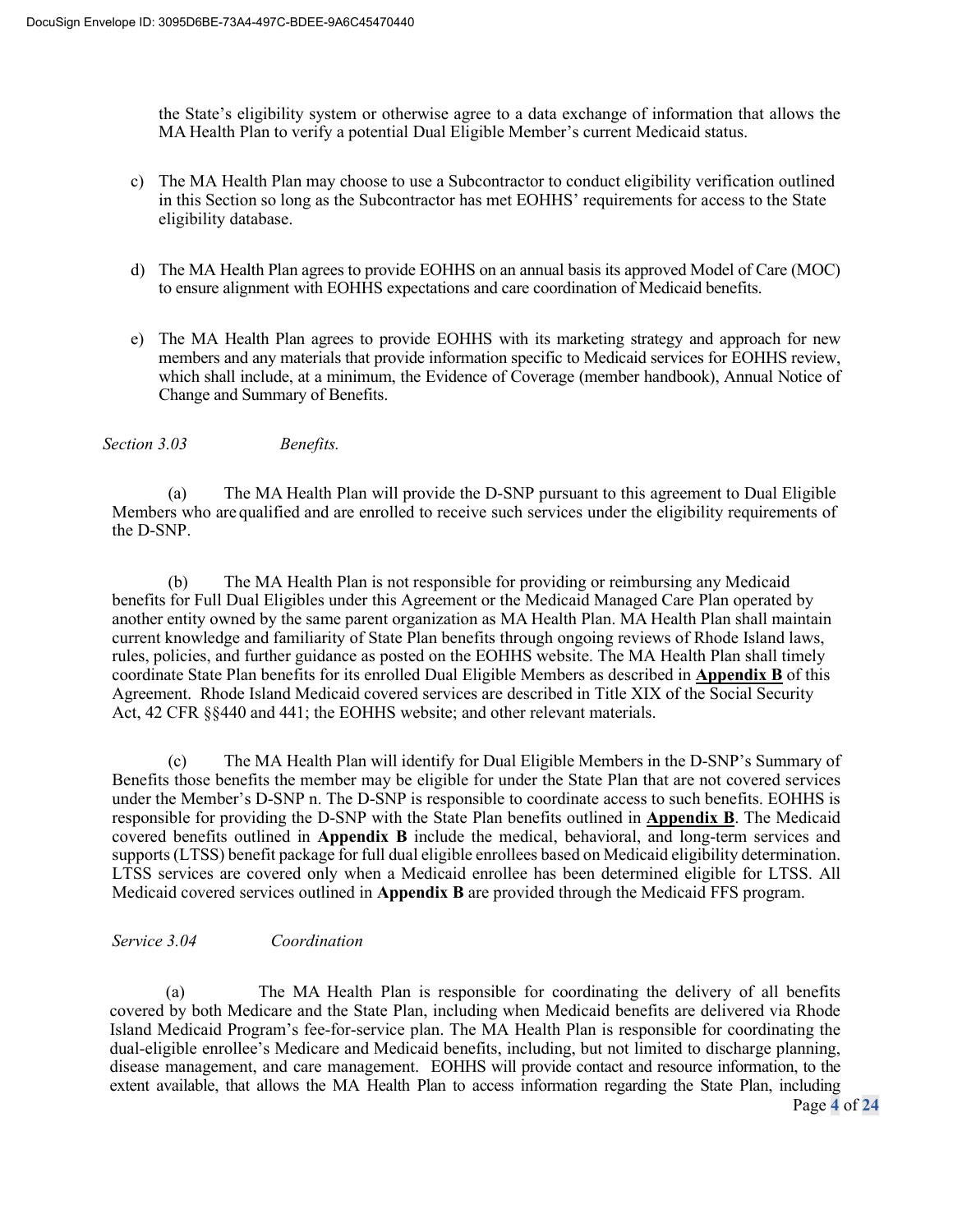the State's eligibility system or otherwise agree to a data exchange of information that allows the MA Health Plan to verify a potential Dual Eligible Member's current Medicaid status.

c) The MA Health Plan may choose to use a Subcontractor to conduct eligibility verification outlined in this Section so long as the Subcontractor has met EOHHS' requirements for access to the State eligibility database.

d) The MA Health Plan agrees to provide EOHHS on an annual basis its approved Model of Care (MOC) to ensure alignment with EOHHS expectations and care coordination of Medicaid benefits.

e) The MA Health Plan agrees to provide EOHHS with its marketing strategy and approach for new members and any materials that provide information specific to Medicaid services for EOHHS review, which shall include, at a minimum, the Evidence of Coverage (member handbook), Annual Notice of Change and Summary of Benefits.

*Section 3.03 Benefits.*

(a) The MA Health Plan will provide the D-SNP pursuant to this agreement to Dual Eligible Members who are qualified and are enrolled to receive such services under the eligibility requirements of the D-SNP.

(b) The MA Health Plan is not responsible for providing or reimbursing any Medicaid benefits for Full Dual Eligibles under this Agreement or the Medicaid Managed Care Plan operated by another entity owned by the same parent organization as MA Health Plan. MA Health Plan shall maintain current knowledge and familiarity of State Plan benefits through ongoing reviews of Rhode Island laws, rules, policies, and further guidance as posted on the EOHHS website. The MA Health Plan shall timely coordinate State Plan benefits for its enrolled Dual Eligible Members as described in **Appendix B** of this Agreement. Rhode Island Medicaid covered services are described in Title XIX of the Social Security Act, 42 CFR §§440 and 441; the EOHHS website; and other relevant materials.

(c) The MA Health Plan will identify for Dual Eligible Members in the D-SNP's Summary of Benefits those benefits the member may be eligible for under the State Plan that are not covered services under the Member's D-SNP n. The D-SNP is responsible to coordinate access to such benefits. EOHHS is responsible for providing the D-SNP with the State Plan benefits outlined in **Appendix B**. The Medicaid covered benefits outlined in **Appendix B** include the medical, behavioral, and long-term services and supports (LTSS) benefit package for full dual eligible enrollees based on Medicaid eligibility determination. LTSS services are covered only when a Medicaid enrollee has been determined eligible for LTSS. All Medicaid covered services outlined in **Appendix B** are provided through the Medicaid FFS program.

*Service 3.04 Coordination*

(a) The MA Health Plan is responsible for coordinating the delivery of all benefits covered by both Medicare and the State Plan, including when Medicaid benefits are delivered via Rhode Island Medicaid Program's fee-for-service plan. The MA Health Plan is responsible for coordinating the dual-eligible enrollee's Medicare and Medicaid benefits, including, but not limited to discharge planning, disease management, and care management. EOHHS will provide contact and resource information, to the extent available, that allows the MA Health Plan to access information regarding the State Plan, including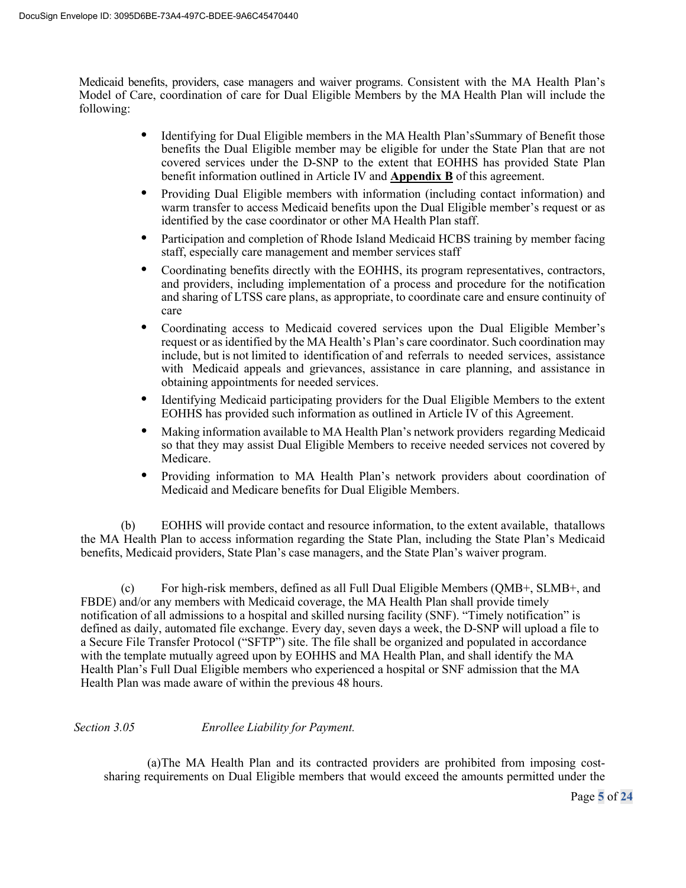Medicaid benefits, providers, case managers and waiver programs. Consistent with the MA Health Plan's Model of Care, coordination of care for Dual Eligible Members by the MA Health Plan will include the following:

- Identifying for Dual Eligible members in the MA Health Plan'sSummary of Benefit those benefits the Dual Eligible member may be eligible for under the State Plan that are not covered services under the D-SNP to the extent that EOHHS has provided State Plan benefit information outlined in Article IV and **Appendix B** of this agreement.
- Providing Dual Eligible members with information (including contact information) and warm transfer to access Medicaid benefits upon the Dual Eligible member's request or as identified by the case coordinator or other MA Health Plan staff.
- Participation and completion of Rhode Island Medicaid HCBS training by member facing staff, especially care management and member services staff
- Coordinating benefits directly with the EOHHS, its program representatives, contractors, and providers, including implementation of a process and procedure for the notification and sharing of LTSS care plans, as appropriate, to coordinate care and ensure continuity of care
- Coordinating access to Medicaid covered services upon the Dual Eligible Member's request or as identified by the MA Health's Plan's care coordinator. Such coordination may include, but is not limited to identification of and referrals to needed services, assistance with Medicaid appeals and grievances, assistance in care planning, and assistance in obtaining appointments for needed services.
- Identifying Medicaid participating providers for the Dual Eligible Members to the extent EOHHS has provided such information as outlined in Article IV of this Agreement.
- Making information available to MA Health Plan's network providers regarding Medicaid so that they may assist Dual Eligible Members to receive needed services not covered by Medicare.
- Providing information to MA Health Plan's network providers about coordination of Medicaid and Medicare benefits for Dual Eligible Members.

(b) EOHHS will provide contact and resource information, to the extent available, thatallows the MA Health Plan to access information regarding the State Plan, including the State Plan's Medicaid benefits, Medicaid providers, State Plan's case managers, and the State Plan's waiver program.

(c) For high-risk members, defined as all Full Dual Eligible Members (QMB+, SLMB+, and FBDE) and/or any members with Medicaid coverage, the MA Health Plan shall provide timely notification of all admissions to a hospital and skilled nursing facility (SNF). "Timely notification" is defined as daily, automated file exchange. Every day, seven days a week, the D-SNP will upload a file to a Secure File Transfer Protocol ("SFTP") site. The file shall be organized and populated in accordance with the template mutually agreed upon by EOHHS and MA Health Plan, and shall identify the MA Health Plan's Full Dual Eligible members who experienced a hospital or SNF admission that the MA Health Plan was made aware of within the previous 48 hours.

*Section 3.05* *Enrollee Liability for Payment.*

(a)The MA Health Plan and its contracted providers are prohibited from imposing cost-sharing requirements on Dual Eligible members that would exceed the amounts permitted under the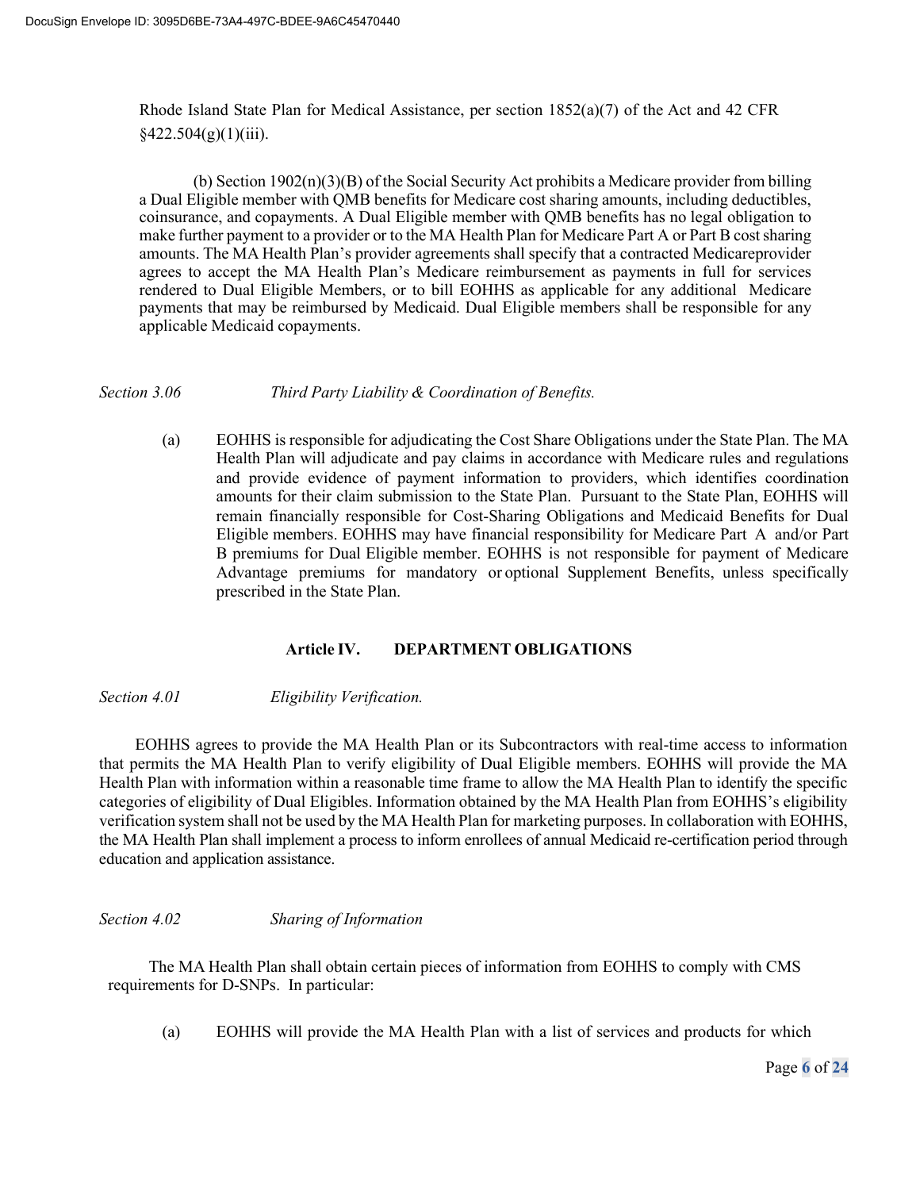Rhode Island State Plan for Medical Assistance, per section 1852(a)(7) of the Act and 42 CFR §422.504(g)(1)(iii).

(b) Section 1902(n)(3)(B) of the Social Security Act prohibits a Medicare provider from billing a Dual Eligible member with QMB benefits for Medicare cost sharing amounts, including deductibles, coinsurance, and copayments. A Dual Eligible member with QMB benefits has no legal obligation to make further payment to a provider or to the MA Health Plan for Medicare Part A or Part B cost sharing amounts. The MA Health Plan's provider agreements shall specify that a contracted Medicareprovider agrees to accept the MA Health Plan's Medicare reimbursement as payments in full for services rendered to Dual Eligible Members, or to bill EOHHS as applicable for any additional Medicare payments that may be reimbursed by Medicaid. Dual Eligible members shall be responsible for any applicable Medicaid copayments.

*Section 3.06* *Third Party Liability & Coordination of Benefits.*

(a) EOHHS is responsible for adjudicating the Cost Share Obligations under the State Plan. The MA Health Plan will adjudicate and pay claims in accordance with Medicare rules and regulations and provide evidence of payment information to providers, which identifies coordination amounts for their claim submission to the State Plan. Pursuant to the State Plan, EOHHS will remain financially responsible for Cost-Sharing Obligations and Medicaid Benefits for Dual Eligible members. EOHHS may have financial responsibility for Medicare Part A and/or Part B premiums for Dual Eligible member. EOHHS is not responsible for payment of Medicare Advantage premiums for mandatory or optional Supplement Benefits, unless specifically prescribed in the State Plan.

## Article IV. DEPARTMENT OBLIGATIONS

*Section 4.01* *Eligibility Verification.*

EOHHS agrees to provide the MA Health Plan or its Subcontractors with real-time access to information that permits the MA Health Plan to verify eligibility of Dual Eligible members. EOHHS will provide the MA Health Plan with information within a reasonable time frame to allow the MA Health Plan to identify the specific categories of eligibility of Dual Eligibles. Information obtained by the MA Health Plan from EOHHS's eligibility verification system shall not be used by the MA Health Plan for marketing purposes. In collaboration with EOHHS, the MA Health Plan shall implement a process to inform enrollees of annual Medicaid re-certification period through education and application assistance.

*Section 4.02* *Sharing of Information*

The MA Health Plan shall obtain certain pieces of information from EOHHS to comply with CMS requirements for D-SNPs. In particular:

(a) EOHHS will provide the MA Health Plan with a list of services and products for which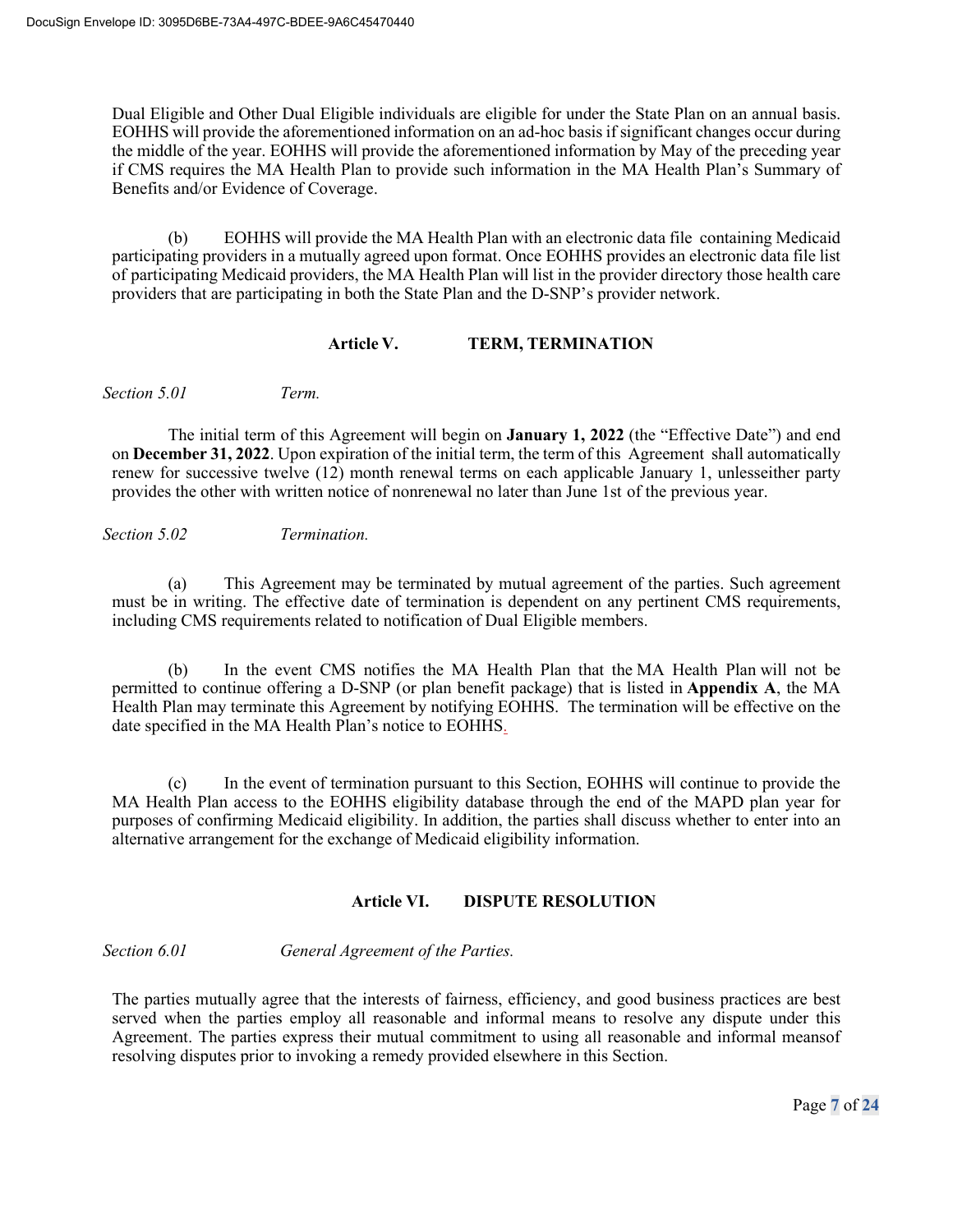Dual Eligible and Other Dual Eligible individuals are eligible for under the State Plan on an annual basis. EOHHS will provide the aforementioned information on an ad-hoc basis if significant changes occur during the middle of the year. EOHHS will provide the aforementioned information by May of the preceding year if CMS requires the MA Health Plan to provide such information in the MA Health Plan's Summary of Benefits and/or Evidence of Coverage.

(b) EOHHS will provide the MA Health Plan with an electronic data file containing Medicaid participating providers in a mutually agreed upon format. Once EOHHS provides an electronic data file list of participating Medicaid providers, the MA Health Plan will list in the provider directory those health care providers that are participating in both the State Plan and the D-SNP's provider network.

## Article V. TERM, TERMINATION

*Section 5.01* *Term.*

The initial term of this Agreement will begin on **January 1, 2022** (the "Effective Date") and end on **December 31, 2022**. Upon expiration of the initial term, the term of this Agreement shall automatically renew for successive twelve (12) month renewal terms on each applicable January 1, unlesseither party provides the other with written notice of nonrenewal no later than June 1st of the previous year.

*Section 5.02* *Termination.*

(a) This Agreement may be terminated by mutual agreement of the parties. Such agreement must be in writing. The effective date of termination is dependent on any pertinent CMS requirements, including CMS requirements related to notification of Dual Eligible members.

(b) In the event CMS notifies the MA Health Plan that the MA Health Plan will not be permitted to continue offering a D-SNP (or plan benefit package) that is listed in **Appendix A**, the MA Health Plan may terminate this Agreement by notifying EOHHS. The termination will be effective on the date specified in the MA Health Plan's notice to EOHHS.

(c) In the event of termination pursuant to this Section, EOHHS will continue to provide the MA Health Plan access to the EOHHS eligibility database through the end of the MAPD plan year for purposes of confirming Medicaid eligibility. In addition, the parties shall discuss whether to enter into an alternative arrangement for the exchange of Medicaid eligibility information.

## Article VI. DISPUTE RESOLUTION

*Section 6.01* *General Agreement of the Parties.*

The parties mutually agree that the interests of fairness, efficiency, and good business practices are best served when the parties employ all reasonable and informal means to resolve any dispute under this Agreement. The parties express their mutual commitment to using all reasonable and informal meansof resolving disputes prior to invoking a remedy provided elsewhere in this Section.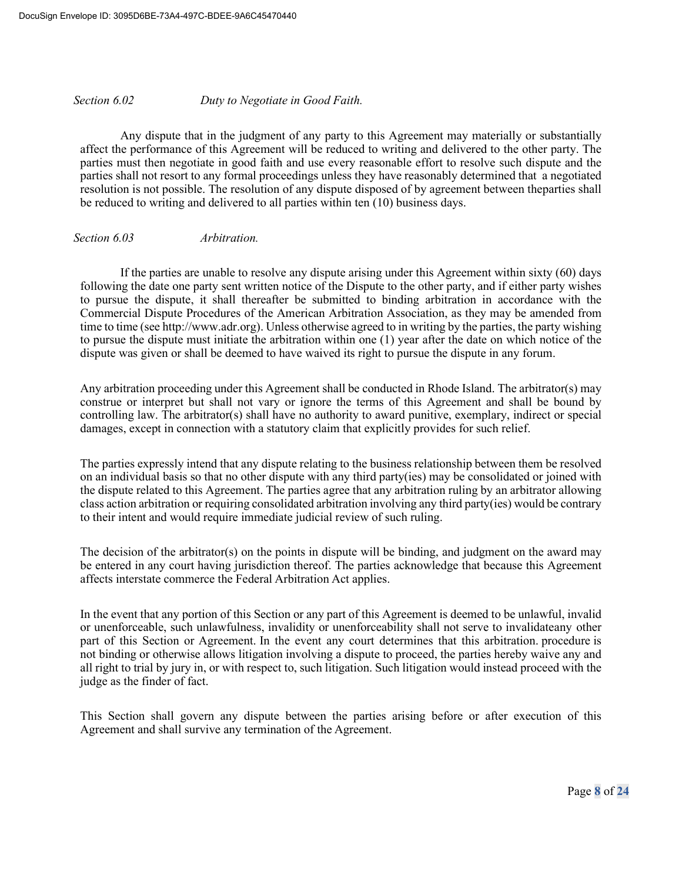*Section 6.02 Duty to Negotiate in Good Faith.*

Any dispute that in the judgment of any party to this Agreement may materially or substantially affect the performance of this Agreement will be reduced to writing and delivered to the other party. The parties must then negotiate in good faith and use every reasonable effort to resolve such dispute and the parties shall not resort to any formal proceedings unless they have reasonably determined that a negotiated resolution is not possible. The resolution of any dispute disposed of by agreement between theparties shall be reduced to writing and delivered to all parties within ten (10) business days.

*Section 6.03 Arbitration.*

If the parties are unable to resolve any dispute arising under this Agreement within sixty (60) days following the date one party sent written notice of the Dispute to the other party, and if either party wishes to pursue the dispute, it shall thereafter be submitted to binding arbitration in accordance with the Commercial Dispute Procedures of the American Arbitration Association, as they may be amended from time to time (see http://www.adr.org). Unless otherwise agreed to in writing by the parties, the party wishing to pursue the dispute must initiate the arbitration within one (1) year after the date on which notice of the dispute was given or shall be deemed to have waived its right to pursue the dispute in any forum.

Any arbitration proceeding under this Agreement shall be conducted in Rhode Island. The arbitrator(s) may construe or interpret but shall not vary or ignore the terms of this Agreement and shall be bound by controlling law. The arbitrator(s) shall have no authority to award punitive, exemplary, indirect or special damages, except in connection with a statutory claim that explicitly provides for such relief.

The parties expressly intend that any dispute relating to the business relationship between them be resolved on an individual basis so that no other dispute with any third party(ies) may be consolidated or joined with the dispute related to this Agreement. The parties agree that any arbitration ruling by an arbitrator allowing class action arbitration or requiring consolidated arbitration involving any third party(ies) would be contrary to their intent and would require immediate judicial review of such ruling.

The decision of the arbitrator(s) on the points in dispute will be binding, and judgment on the award may be entered in any court having jurisdiction thereof. The parties acknowledge that because this Agreement affects interstate commerce the Federal Arbitration Act applies.

In the event that any portion of this Section or any part of this Agreement is deemed to be unlawful, invalid or unenforceable, such unlawfulness, invalidity or unenforceability shall not serve to invalidateany other part of this Section or Agreement. In the event any court determines that this arbitration. procedure is not binding or otherwise allows litigation involving a dispute to proceed, the parties hereby waive any and all right to trial by jury in, or with respect to, such litigation. Such litigation would instead proceed with the judge as the finder of fact.

This Section shall govern any dispute between the parties arising before or after execution of this Agreement and shall survive any termination of the Agreement.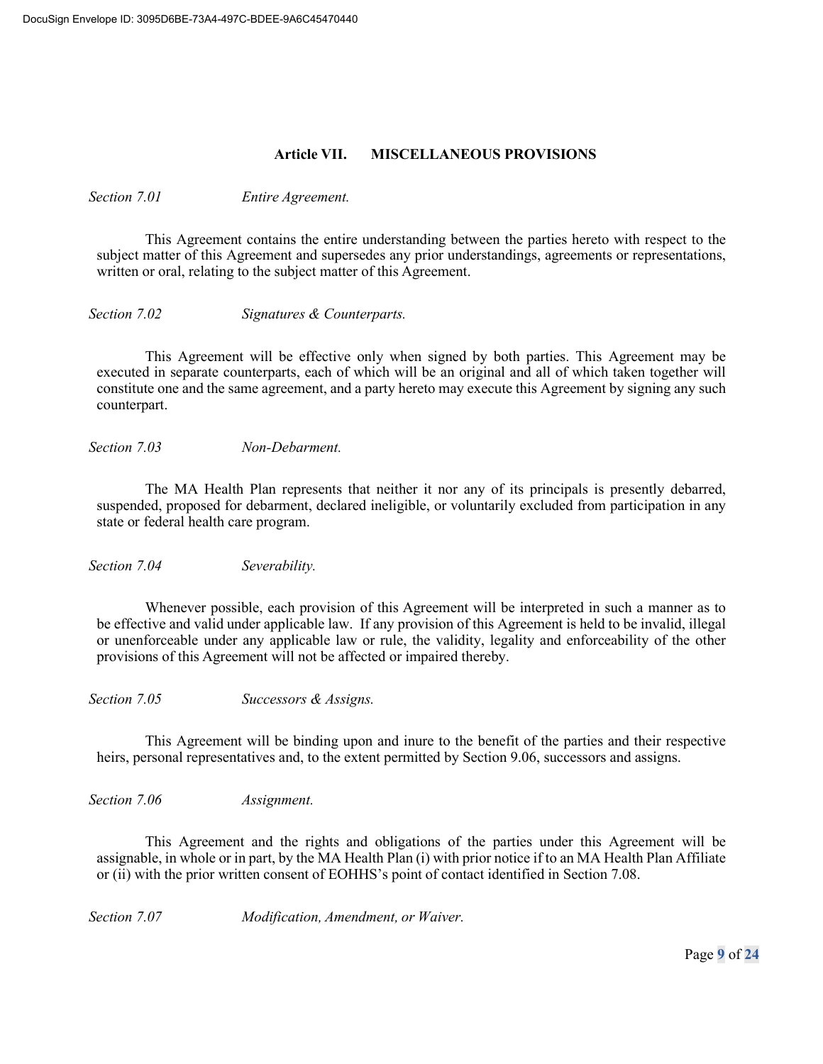## Article VII. MISCELLANEOUS PROVISIONS

*Section 7.01* *Entire Agreement.*

This Agreement contains the entire understanding between the parties hereto with respect to the subject matter of this Agreement and supersedes any prior understandings, agreements or representations, written or oral, relating to the subject matter of this Agreement.

*Section 7.02* *Signatures & Counterparts.*

This Agreement will be effective only when signed by both parties. This Agreement may be executed in separate counterparts, each of which will be an original and all of which taken together will constitute one and the same agreement, and a party hereto may execute this Agreement by signing any such counterpart.

*Section 7.03* *Non-Debarment.*

The MA Health Plan represents that neither it nor any of its principals is presently debarred, suspended, proposed for debarment, declared ineligible, or voluntarily excluded from participation in any state or federal health care program.

*Section 7.04* *Severability.*

Whenever possible, each provision of this Agreement will be interpreted in such a manner as to be effective and valid under applicable law. If any provision of this Agreement is held to be invalid, illegal or unenforceable under any applicable law or rule, the validity, legality and enforceability of the other provisions of this Agreement will not be affected or impaired thereby.

*Section 7.05* *Successors & Assigns.*

This Agreement will be binding upon and inure to the benefit of the parties and their respective heirs, personal representatives and, to the extent permitted by Section 9.06, successors and assigns.

*Section 7.06* *Assignment.*

This Agreement and the rights and obligations of the parties under this Agreement will be assignable, in whole or in part, by the MA Health Plan (i) with prior notice if to an MA Health Plan Affiliate or (ii) with the prior written consent of EOHHS's point of contact identified in Section 7.08.

*Section 7.07* *Modification, Amendment, or Waiver.*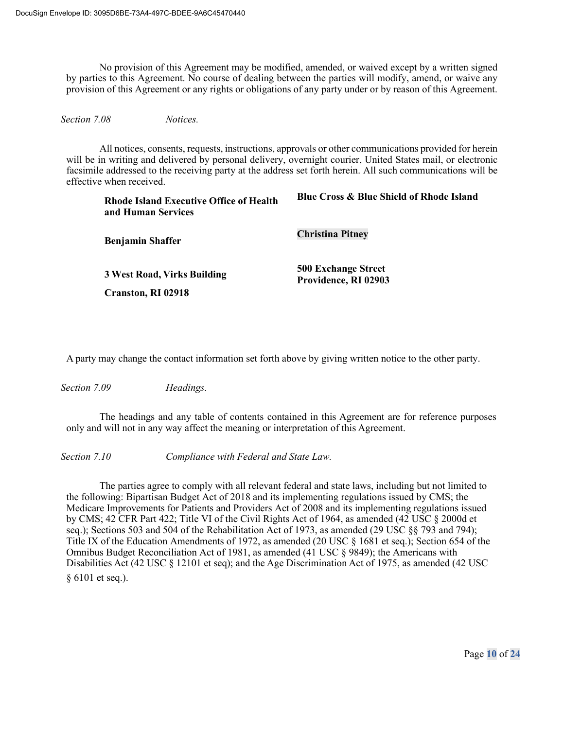No provision of this Agreement may be modified, amended, or waived except by a written signed by parties to this Agreement. No course of dealing between the parties will modify, amend, or waive any provision of this Agreement or any rights or obligations of any party under or by reason of this Agreement.

*Section 7.08* *Notices.*

All notices, consents, requests, instructions, approvals or other communications provided for herein will be in writing and delivered by personal delivery, overnight courier, United States mail, or electronic facsimile addressed to the receiving party at the address set forth herein. All such communications will be effective when received.

| Rhode Island Executive Office of Health and Human Services | Blue Cross & Blue Shield of Rhode Island |
| --- | --- |
| Benjamin Shaffer | Christina Pitney |
| 3 West Road, Virks Building<br>Cranston, RI 02918 | 500 Exchange Street<br>Providence, RI 02903 |

A party may change the contact information set forth above by giving written notice to the other party.

*Section 7.09* *Headings.*

The headings and any table of contents contained in this Agreement are for reference purposes only and will not in any way affect the meaning or interpretation of this Agreement.

*Section 7.10* *Compliance with Federal and State Law.*

The parties agree to comply with all relevant federal and state laws, including but not limited to the following: Bipartisan Budget Act of 2018 and its implementing regulations issued by CMS; the Medicare Improvements for Patients and Providers Act of 2008 and its implementing regulations issued by CMS; 42 CFR Part 422; Title VI of the Civil Rights Act of 1964, as amended (42 USC § 2000d et seq.); Sections 503 and 504 of the Rehabilitation Act of 1973, as amended (29 USC §§ 793 and 794); Title IX of the Education Amendments of 1972, as amended (20 USC § 1681 et seq.); Section 654 of the Omnibus Budget Reconciliation Act of 1981, as amended (41 USC § 9849); the Americans with Disabilities Act (42 USC § 12101 et seq); and the Age Discrimination Act of 1975, as amended (42 USC § 6101 et seq.).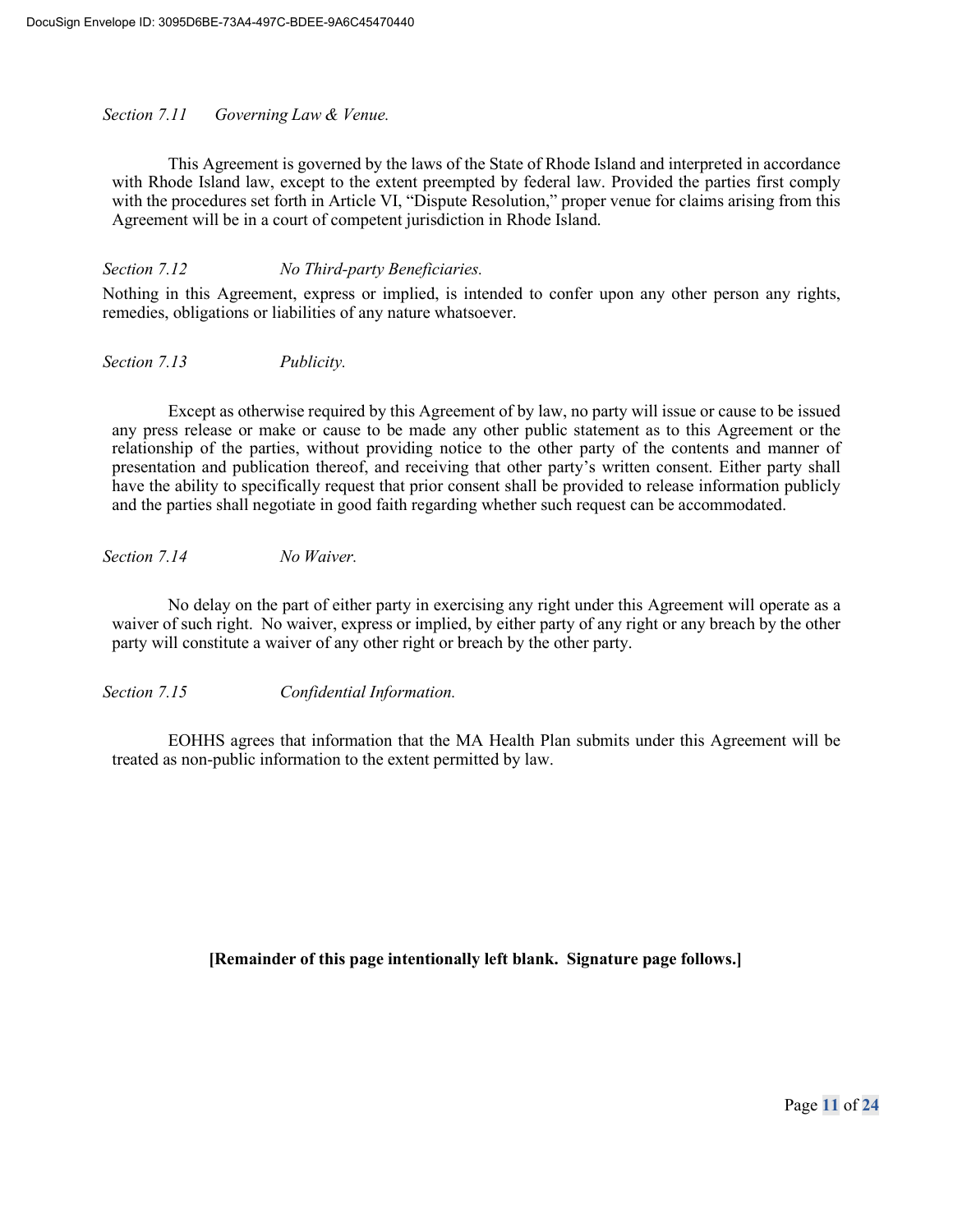*Section 7.11 Governing Law & Venue.*

This Agreement is governed by the laws of the State of Rhode Island and interpreted in accordance with Rhode Island law, except to the extent preempted by federal law. Provided the parties first comply with the procedures set forth in Article VI, "Dispute Resolution," proper venue for claims arising from this Agreement will be in a court of competent jurisdiction in Rhode Island.

*Section 7.12 No Third-party Beneficiaries.*

Nothing in this Agreement, express or implied, is intended to confer upon any other person any rights, remedies, obligations or liabilities of any nature whatsoever.

*Section 7.13 Publicity.*

Except as otherwise required by this Agreement of by law, no party will issue or cause to be issued any press release or make or cause to be made any other public statement as to this Agreement or the relationship of the parties, without providing notice to the other party of the contents and manner of presentation and publication thereof, and receiving that other party's written consent. Either party shall have the ability to specifically request that prior consent shall be provided to release information publicly and the parties shall negotiate in good faith regarding whether such request can be accommodated.

*Section 7.14 No Waiver.*

No delay on the part of either party in exercising any right under this Agreement will operate as a waiver of such right. No waiver, express or implied, by either party of any right or any breach by the other party will constitute a waiver of any other right or breach by the other party.

*Section 7.15 Confidential Information.*

EOHHS agrees that information that the MA Health Plan submits under this Agreement will be treated as non-public information to the extent permitted by law.

**[Remainder of this page intentionally left blank. Signature page follows.]**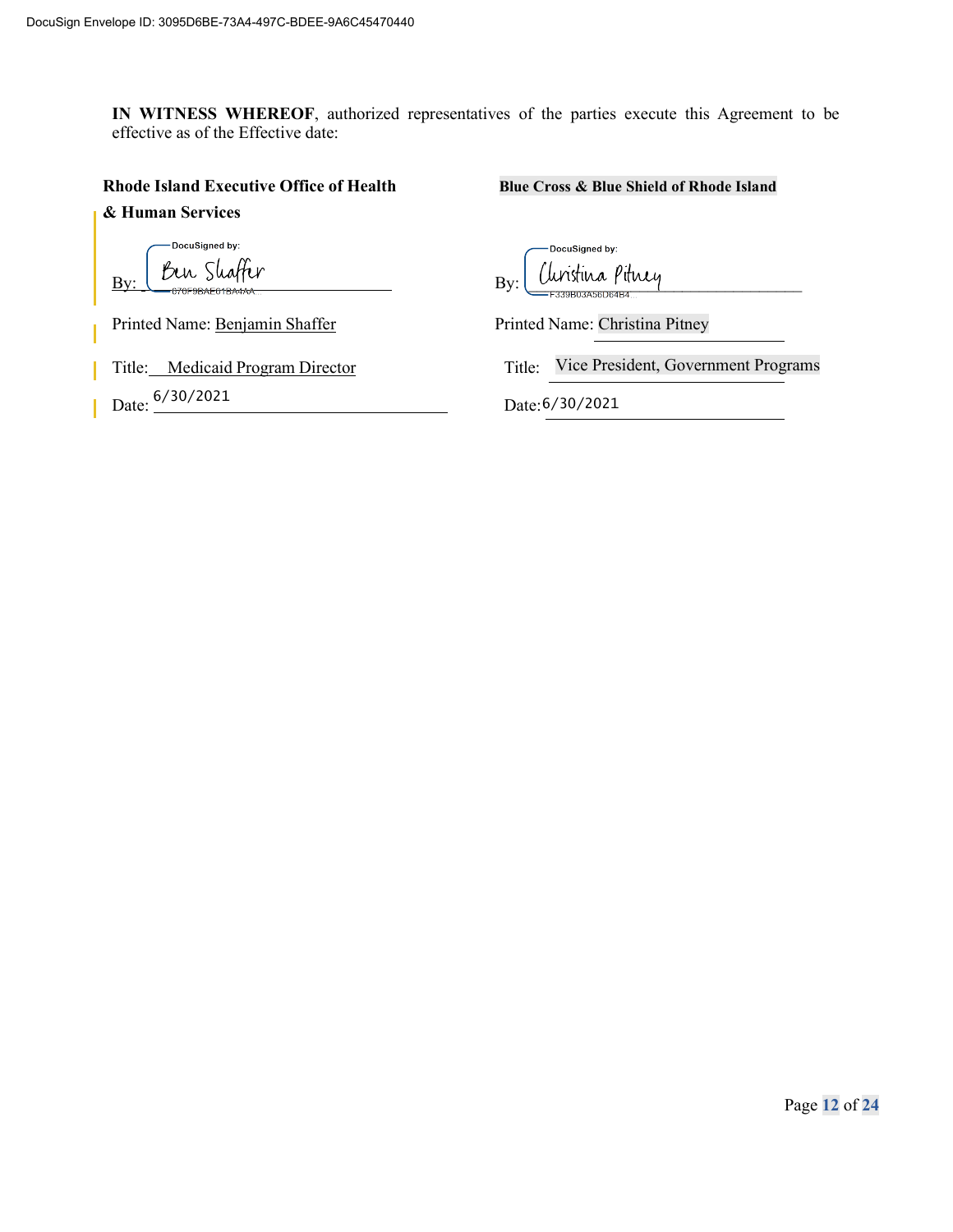DocuSign Envelope ID: 3095D6BE-73A4-497C-BDEE-9A6C45470440

**IN WITNESS WHEREOF**, authorized representatives of the parties execute this Agreement to be effective as of the Effective date:

| **Rhode Island Executive Office of Health & Human Services** | **Blue Cross & Blue Shield of Rhode Island** |
|---|---|
| By: DocuSigned by: Ben Shaffer 670F9BAE618A4AA... | By: DocuSigned by: Christina Pitney F339B03A56D64B4... |
| Printed Name: Benjamin Shaffer | Printed Name: Christina Pitney |
| Title: Medicaid Program Director | Title: Vice President, Government Programs |
| Date: 6/30/2021 | Date: 6/30/2021 |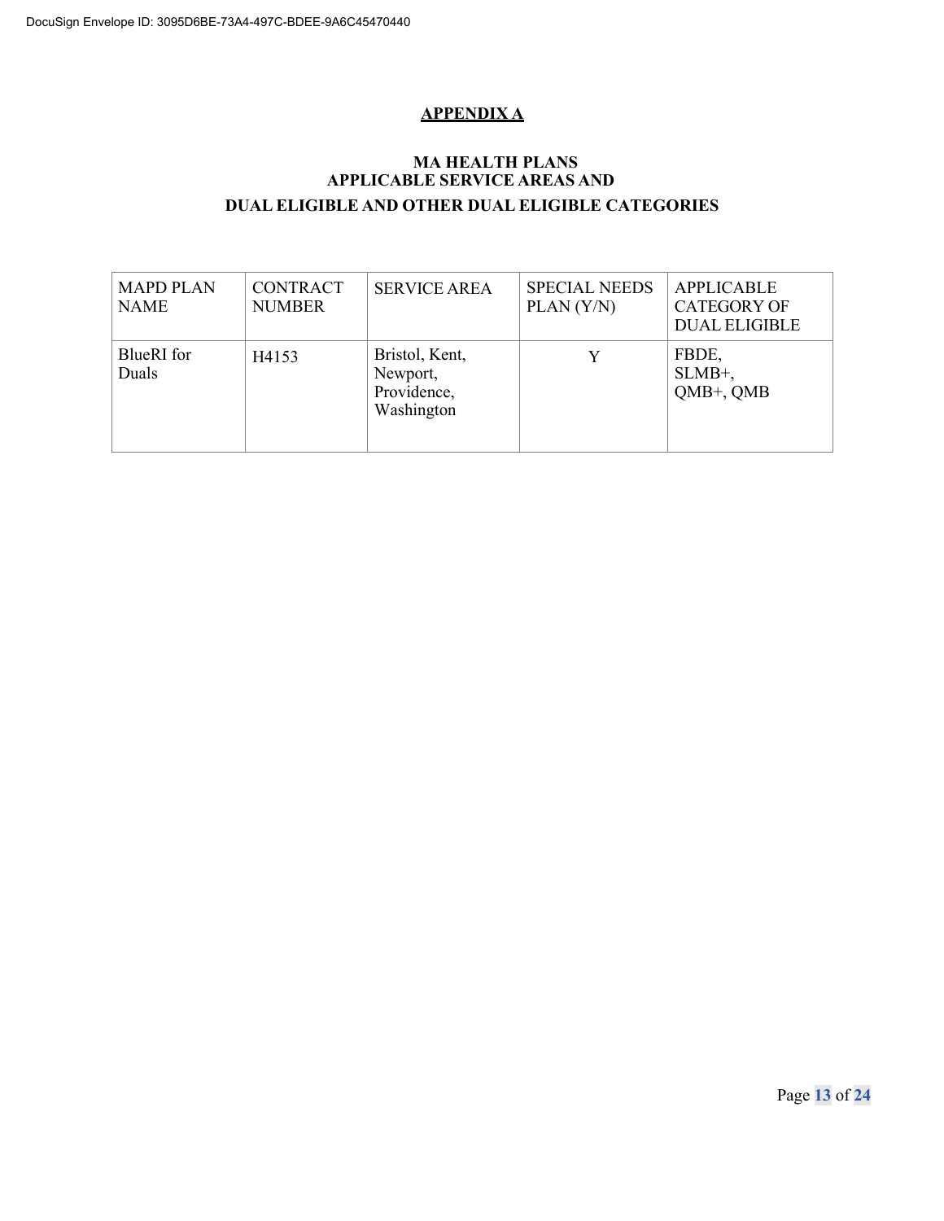## APPENDIX A

### MA HEALTH PLANS
### APPLICABLE SERVICE AREAS AND
### DUAL ELIGIBLE AND OTHER DUAL ELIGIBLE CATEGORIES

| MAPD PLAN NAME | CONTRACT NUMBER | SERVICE AREA | SPECIAL NEEDS PLAN (Y/N) | APPLICABLE CATEGORY OF DUAL ELIGIBLE |
|---|---|---|---|---|
| BlueRI for Duals | H4153 | Bristol, Kent, Newport, Providence, Washington | Y | FBDE, SLMB+, QMB+, QMB |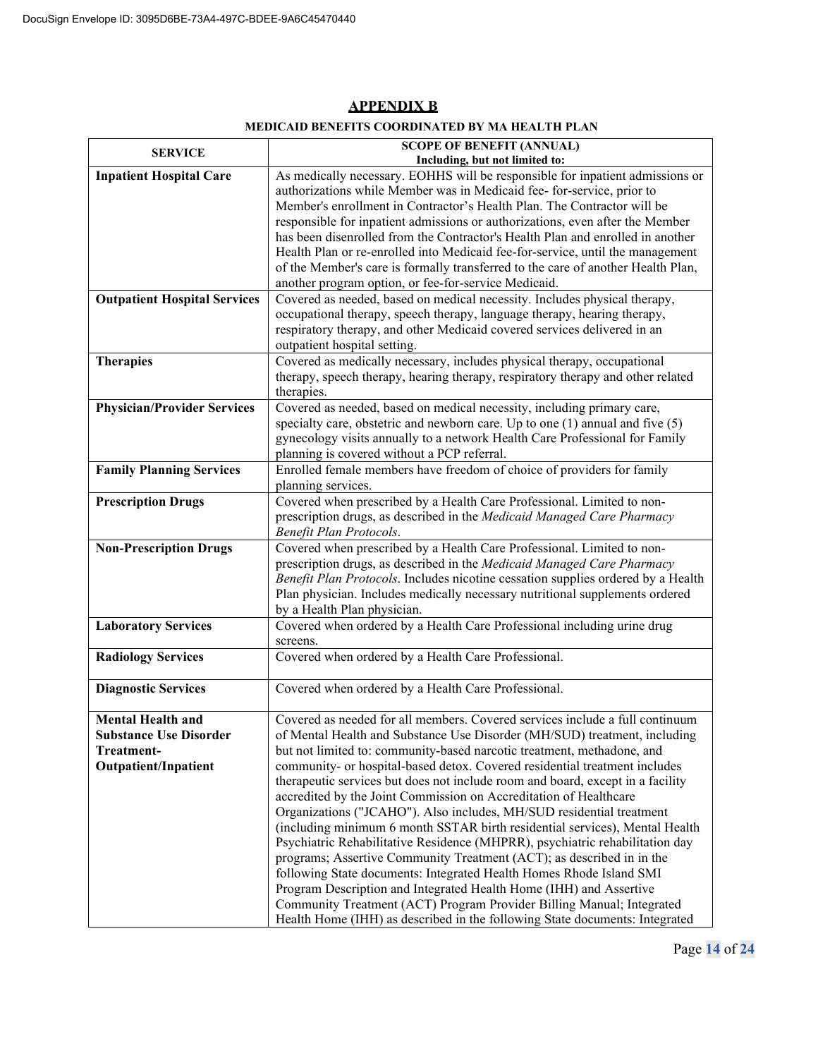## APPENDIX B

**MEDICAID BENEFITS COORDINATED BY MA HEALTH PLAN**

| SERVICE | SCOPE OF BENEFIT (ANNUAL) Including, but not limited to: |
|---|---|
| **Inpatient Hospital Care** | As medically necessary. EOHHS will be responsible for inpatient admissions or authorizations while Member was in Medicaid fee- for-service, prior to Member's enrollment in Contractor's Health Plan. The Contractor will be responsible for inpatient admissions or authorizations, even after the Member has been disenrolled from the Contractor's Health Plan and enrolled in another Health Plan or re-enrolled into Medicaid fee-for-service, until the management of the Member's care is formally transferred to the care of another Health Plan, another program option, or fee-for-service Medicaid. |
| **Outpatient Hospital Services** | Covered as needed, based on medical necessity. Includes physical therapy, occupational therapy, speech therapy, language therapy, hearing therapy, respiratory therapy, and other Medicaid covered services delivered in an outpatient hospital setting. |
| **Therapies** | Covered as medically necessary, includes physical therapy, occupational therapy, speech therapy, hearing therapy, respiratory therapy and other related therapies. |
| **Physician/Provider Services** | Covered as needed, based on medical necessity, including primary care, specialty care, obstetric and newborn care. Up to one (1) annual and five (5) gynecology visits annually to a network Health Care Professional for Family planning is covered without a PCP referral. |
| **Family Planning Services** | Enrolled female members have freedom of choice of providers for family planning services. |
| **Prescription Drugs** | Covered when prescribed by a Health Care Professional. Limited to non-prescription drugs, as described in the *Medicaid Managed Care Pharmacy Benefit Plan Protocols*. |
| **Non-Prescription Drugs** | Covered when prescribed by a Health Care Professional. Limited to non-prescription drugs, as described in the *Medicaid Managed Care Pharmacy Benefit Plan Protocols*. Includes nicotine cessation supplies ordered by a Health Plan physician. Includes medically necessary nutritional supplements ordered by a Health Plan physician. |
| **Laboratory Services** | Covered when ordered by a Health Care Professional including urine drug screens. |
| **Radiology Services** | Covered when ordered by a Health Care Professional. |
| **Diagnostic Services** | Covered when ordered by a Health Care Professional. |
| **Mental Health and Substance Use Disorder Treatment-Outpatient/Inpatient** | Covered as needed for all members. Covered services include a full continuum of Mental Health and Substance Use Disorder (MH/SUD) treatment, including but not limited to: community-based narcotic treatment, methadone, and community- or hospital-based detox. Covered residential treatment includes therapeutic services but does not include room and board, except in a facility accredited by the Joint Commission on Accreditation of Healthcare Organizations ("JCAHO"). Also includes, MH/SUD residential treatment (including minimum 6 month SSTAR birth residential services), Mental Health Psychiatric Rehabilitative Residence (MHPRR), psychiatric rehabilitation day programs; Assertive Community Treatment (ACT); as described in in the following State documents: Integrated Health Homes Rhode Island SMI Program Description and Integrated Health Home (IHH) and Assertive Community Treatment (ACT) Program Provider Billing Manual; Integrated Health Home (IHH) as described in the following State documents: Integrated |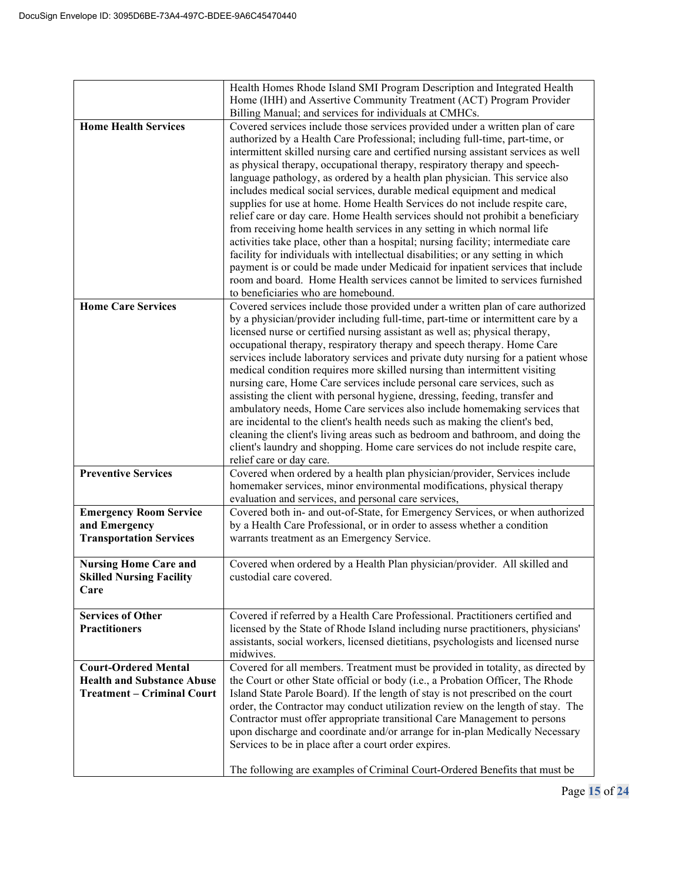| | |
|---|---|
| | Health Homes Rhode Island SMI Program Description and Integrated Health Home (IHH) and Assertive Community Treatment (ACT) Program Provider Billing Manual; and services for individuals at CMHCs. |
| **Home Health Services** | Covered services include those services provided under a written plan of care authorized by a Health Care Professional; including full-time, part-time, or intermittent skilled nursing care and certified nursing assistant services as well as physical therapy, occupational therapy, respiratory therapy and speech-language pathology, as ordered by a health plan physician. This service also includes medical social services, durable medical equipment and medical supplies for use at home. Home Health Services do not include respite care, relief care or day care. Home Health services should not prohibit a beneficiary from receiving home health services in any setting in which normal life activities take place, other than a hospital; nursing facility; intermediate care facility for individuals with intellectual disabilities; or any setting in which payment is or could be made under Medicaid for inpatient services that include room and board. Home Health services cannot be limited to services furnished to beneficiaries who are homebound. |
| **Home Care Services** | Covered services include those provided under a written plan of care authorized by a physician/provider including full-time, part-time or intermittent care by a licensed nurse or certified nursing assistant as well as; physical therapy, occupational therapy, respiratory therapy and speech therapy. Home Care services include laboratory services and private duty nursing for a patient whose medical condition requires more skilled nursing than intermittent visiting nursing care, Home Care services include personal care services, such as assisting the client with personal hygiene, dressing, feeding, transfer and ambulatory needs, Home Care services also include homemaking services that are incidental to the client's health needs such as making the client's bed, cleaning the client's living areas such as bedroom and bathroom, and doing the client's laundry and shopping. Home care services do not include respite care, relief care or day care. |
| **Preventive Services** | Covered when ordered by a health plan physician/provider, Services include homemaker services, minor environmental modifications, physical therapy evaluation and services, and personal care services, |
| **Emergency Room Service and Emergency Transportation Services** | Covered both in- and out-of-State, for Emergency Services, or when authorized by a Health Care Professional, or in order to assess whether a condition warrants treatment as an Emergency Service. |
| **Nursing Home Care and Skilled Nursing Facility Care** | Covered when ordered by a Health Plan physician/provider. All skilled and custodial care covered. |
| **Services of Other Practitioners** | Covered if referred by a Health Care Professional. Practitioners certified and licensed by the State of Rhode Island including nurse practitioners, physicians' assistants, social workers, licensed dietitians, psychologists and licensed nurse midwives. |
| **Court-Ordered Mental Health and Substance Abuse Treatment – Criminal Court** | Covered for all members. Treatment must be provided in totality, as directed by the Court or other State official or body (i.e., a Probation Officer, The Rhode Island State Parole Board). If the length of stay is not prescribed on the court order, the Contractor may conduct utilization review on the length of stay. The Contractor must offer appropriate transitional Care Management to persons upon discharge and coordinate and/or arrange for in-plan Medically Necessary Services to be in place after a court order expires.<br><br>The following are examples of Criminal Court-Ordered Benefits that must be |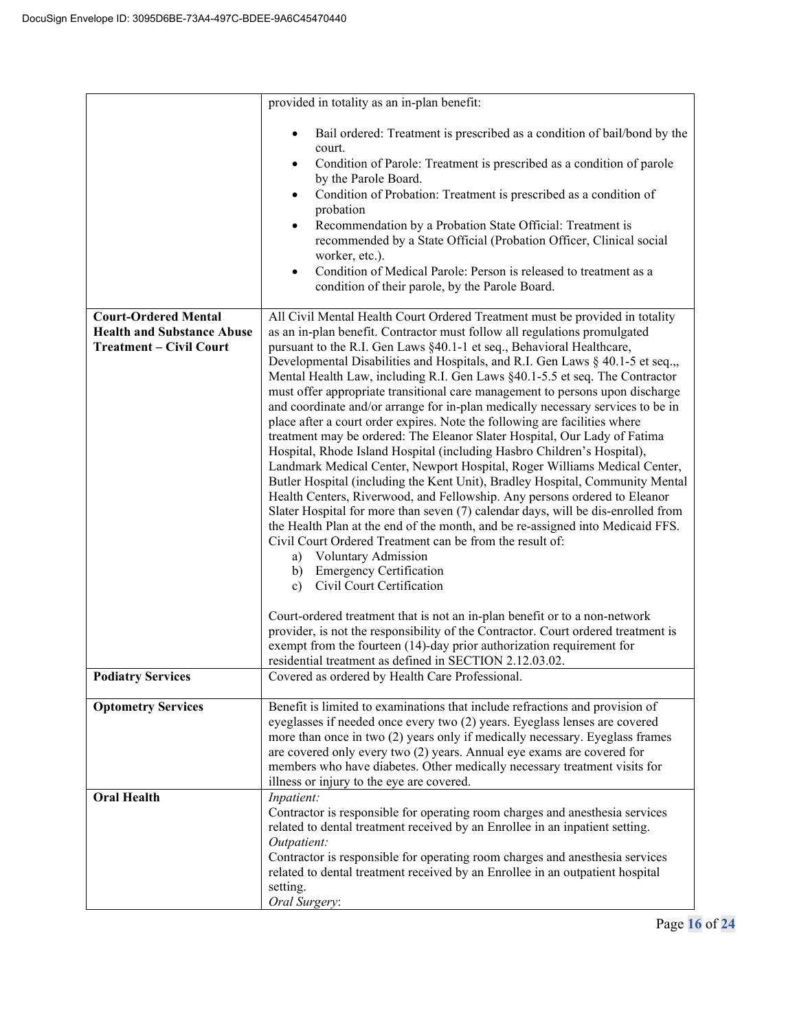| | |
|---|---|
| | provided in totality as an in-plan benefit:<br><br>• Bail ordered: Treatment is prescribed as a condition of bail/bond by the court.<br>• Condition of Parole: Treatment is prescribed as a condition of parole by the Parole Board.<br>• Condition of Probation: Treatment is prescribed as a condition of probation<br>• Recommendation by a Probation State Official: Treatment is recommended by a State Official (Probation Officer, Clinical social worker, etc.).<br>• Condition of Medical Parole: Person is released to treatment as a condition of their parole, by the Parole Board. |
| **Court-Ordered Mental Health and Substance Abuse Treatment – Civil Court** | All Civil Mental Health Court Ordered Treatment must be provided in totality as an in-plan benefit. Contractor must follow all regulations promulgated pursuant to the R.I. Gen Laws §40.1-1 et seq., Behavioral Healthcare, Developmental Disabilities and Hospitals, and R.I. Gen Laws § 40.1-5 et seq.,, Mental Health Law, including R.I. Gen Laws §40.1-5.5 et seq. The Contractor must offer appropriate transitional care management to persons upon discharge and coordinate and/or arrange for in-plan medically necessary services to be in place after a court order expires. Note the following are facilities where treatment may be ordered: The Eleanor Slater Hospital, Our Lady of Fatima Hospital, Rhode Island Hospital (including Hasbro Children's Hospital), Landmark Medical Center, Newport Hospital, Roger Williams Medical Center, Butler Hospital (including the Kent Unit), Bradley Hospital, Community Mental Health Centers, Riverwood, and Fellowship. Any persons ordered to Eleanor Slater Hospital for more than seven (7) calendar days, will be dis-enrolled from the Health Plan at the end of the month, and be re-assigned into Medicaid FFS. Civil Court Ordered Treatment can be from the result of:<br>a) Voluntary Admission<br>b) Emergency Certification<br>c) Civil Court Certification<br><br>Court-ordered treatment that is not an in-plan benefit or to a non-network provider, is not the responsibility of the Contractor. Court ordered treatment is exempt from the fourteen (14)-day prior authorization requirement for residential treatment as defined in SECTION 2.12.03.02. |
| **Podiatry Services** | Covered as ordered by Health Care Professional. |
| **Optometry Services** | Benefit is limited to examinations that include refractions and provision of eyeglasses if needed once every two (2) years. Eyeglass lenses are covered more than once in two (2) years only if medically necessary. Eyeglass frames are covered only every two (2) years. Annual eye exams are covered for members who have diabetes. Other medically necessary treatment visits for illness or injury to the eye are covered. |
| **Oral Health** | *Inpatient:*<br>Contractor is responsible for operating room charges and anesthesia services related to dental treatment received by an Enrollee in an inpatient setting.<br>*Outpatient:*<br>Contractor is responsible for operating room charges and anesthesia services related to dental treatment received by an Enrollee in an outpatient hospital setting.<br>*Oral Surgery*: |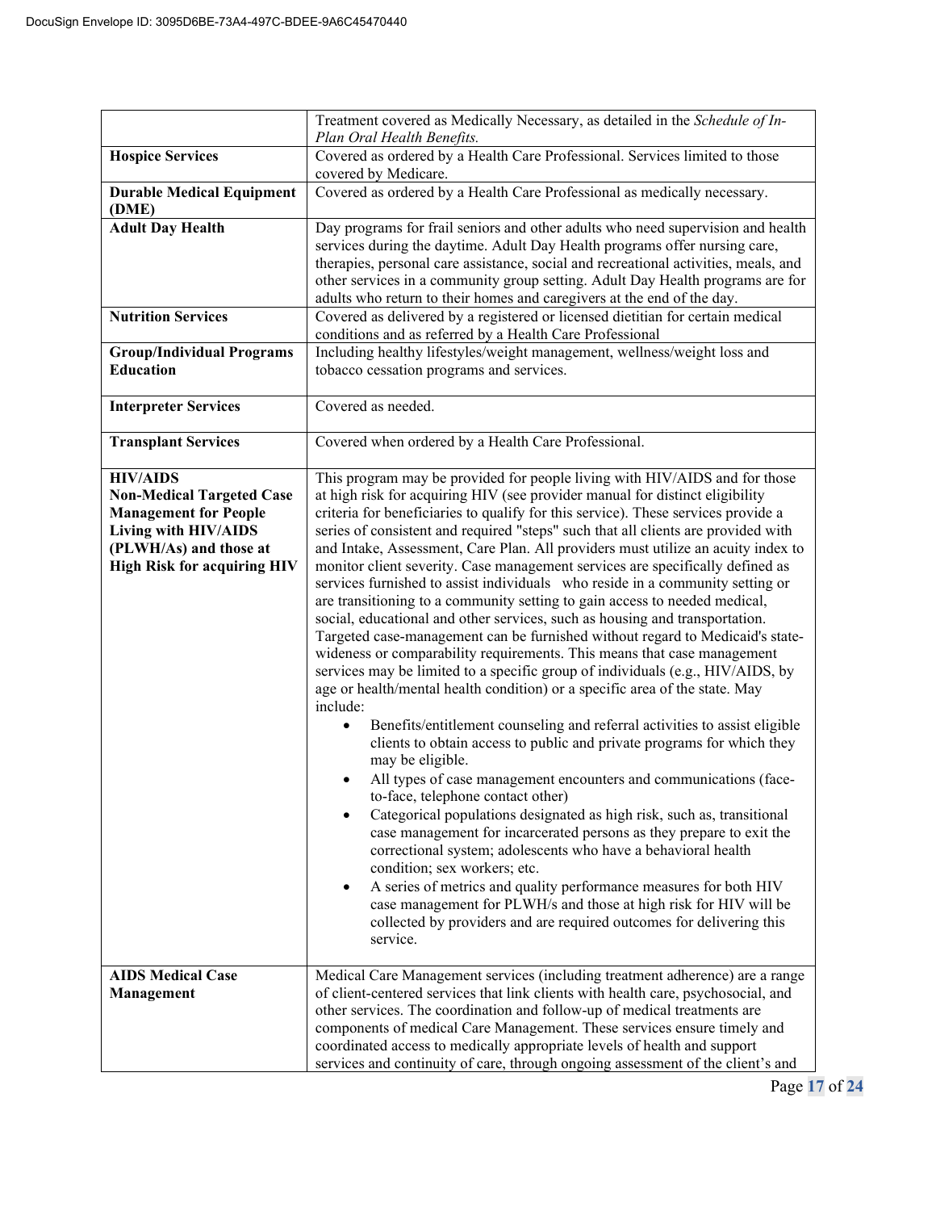| | |
|---|---|
| | Treatment covered as Medically Necessary, as detailed in the *Schedule of In-Plan Oral Health Benefits.* |
| **Hospice Services** | Covered as ordered by a Health Care Professional. Services limited to those covered by Medicare. |
| **Durable Medical Equipment (DME)** | Covered as ordered by a Health Care Professional as medically necessary. |
| **Adult Day Health** | Day programs for frail seniors and other adults who need supervision and health services during the daytime. Adult Day Health programs offer nursing care, therapies, personal care assistance, social and recreational activities, meals, and other services in a community group setting. Adult Day Health programs are for adults who return to their homes and caregivers at the end of the day. |
| **Nutrition Services** | Covered as delivered by a registered or licensed dietitian for certain medical conditions and as referred by a Health Care Professional |
| **Group/Individual Programs Education** | Including healthy lifestyles/weight management, wellness/weight loss and tobacco cessation programs and services. |
| **Interpreter Services** | Covered as needed. |
| **Transplant Services** | Covered when ordered by a Health Care Professional. |
| **HIV/AIDS Non-Medical Targeted Case Management for People Living with HIV/AIDS (PLWH/As) and those at High Risk for acquiring HIV** | This program may be provided for people living with HIV/AIDS and for those at high risk for acquiring HIV (see provider manual for distinct eligibility criteria for beneficiaries to qualify for this service). These services provide a series of consistent and required "steps" such that all clients are provided with and Intake, Assessment, Care Plan. All providers must utilize an acuity index to monitor client severity. Case management services are specifically defined as services furnished to assist individuals who reside in a community setting or are transitioning to a community setting to gain access to needed medical, social, educational and other services, such as housing and transportation. Targeted case-management can be furnished without regard to Medicaid's state-wideness or comparability requirements. This means that case management services may be limited to a specific group of individuals (e.g., HIV/AIDS, by age or health/mental health condition) or a specific area of the state. May include:<br>• Benefits/entitlement counseling and referral activities to assist eligible clients to obtain access to public and private programs for which they may be eligible.<br>• All types of case management encounters and communications (face-to-face, telephone contact other)<br>• Categorical populations designated as high risk, such as, transitional case management for incarcerated persons as they prepare to exit the correctional system; adolescents who have a behavioral health condition; sex workers; etc.<br>• A series of metrics and quality performance measures for both HIV case management for PLWH/s and those at high risk for HIV will be collected by providers and are required outcomes for delivering this service. |
| **AIDS Medical Case Management** | Medical Care Management services (including treatment adherence) are a range of client-centered services that link clients with health care, psychosocial, and other services. The coordination and follow-up of medical treatments are components of medical Care Management. These services ensure timely and coordinated access to medically appropriate levels of health and support services and continuity of care, through ongoing assessment of the client's and |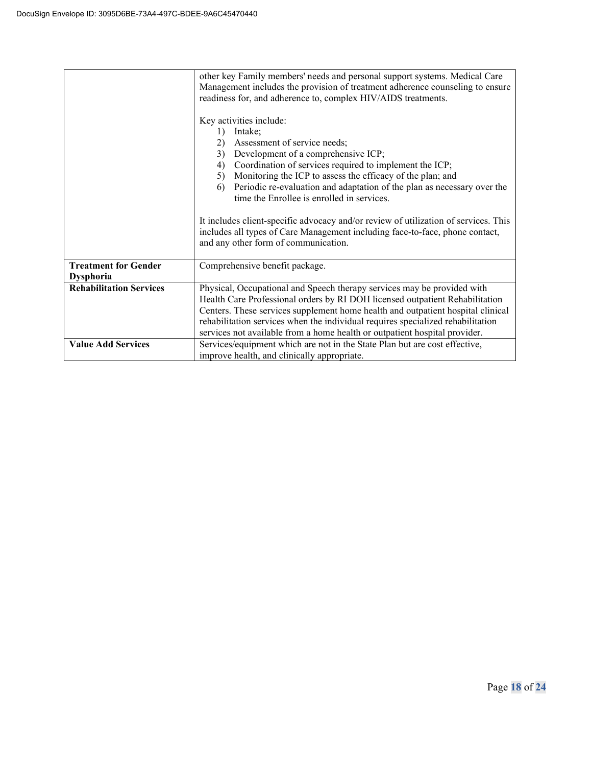| | |
|---|---|
| | other key Family members' needs and personal support systems. Medical Care Management includes the provision of treatment adherence counseling to ensure readiness for, and adherence to, complex HIV/AIDS treatments.<br><br>Key activities include:<br>1) Intake;<br>2) Assessment of service needs;<br>3) Development of a comprehensive ICP;<br>4) Coordination of services required to implement the ICP;<br>5) Monitoring the ICP to assess the efficacy of the plan; and<br>6) Periodic re-evaluation and adaptation of the plan as necessary over the time the Enrollee is enrolled in services.<br><br>It includes client-specific advocacy and/or review of utilization of services. This includes all types of Care Management including face-to-face, phone contact, and any other form of communication. |
| **Treatment for Gender Dysphoria** | Comprehensive benefit package. |
| **Rehabilitation Services** | Physical, Occupational and Speech therapy services may be provided with Health Care Professional orders by RI DOH licensed outpatient Rehabilitation Centers. These services supplement home health and outpatient hospital clinical rehabilitation services when the individual requires specialized rehabilitation services not available from a home health or outpatient hospital provider. |
| **Value Add Services** | Services/equipment which are not in the State Plan but are cost effective, improve health, and clinically appropriate. |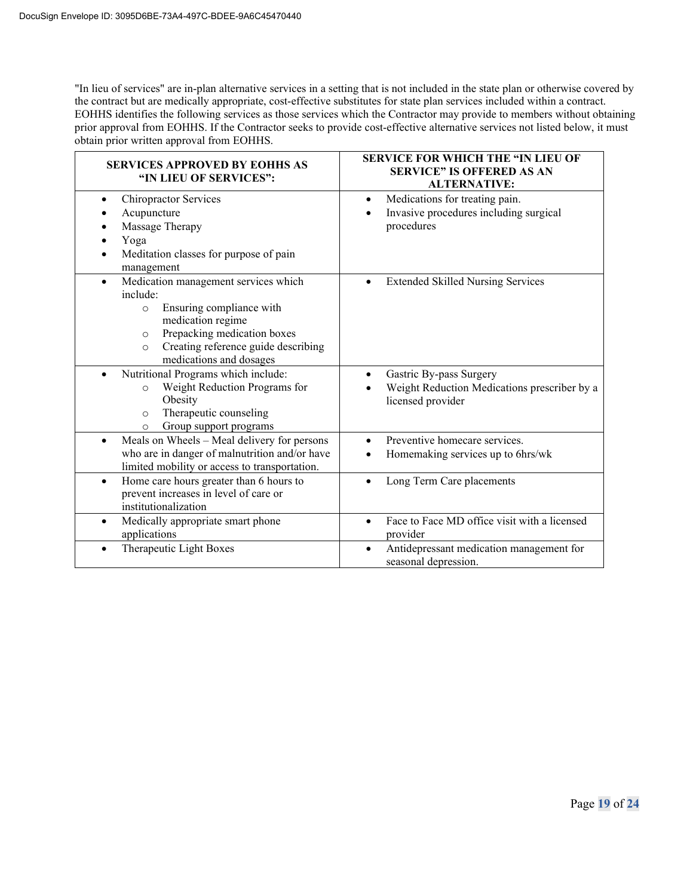"In lieu of services" are in-plan alternative services in a setting that is not included in the state plan or otherwise covered by the contract but are medically appropriate, cost-effective substitutes for state plan services included within a contract. EOHHS identifies the following services as those services which the Contractor may provide to members without obtaining prior approval from EOHHS. If the Contractor seeks to provide cost-effective alternative services not listed below, it must obtain prior written approval from EOHHS.

| SERVICES APPROVED BY EOHHS AS "IN LIEU OF SERVICES": | SERVICE FOR WHICH THE "IN LIEU OF SERVICE" IS OFFERED AS AN ALTERNATIVE: |
|---|---|
| • Chiropractor Services<br>• Acupuncture<br>• Massage Therapy<br>• Yoga<br>• Meditation classes for purpose of pain management | • Medications for treating pain.<br>• Invasive procedures including surgical procedures |
| • Medication management services which include:<br>&nbsp;&nbsp;&nbsp;&nbsp;○ Ensuring compliance with medication regime<br>&nbsp;&nbsp;&nbsp;&nbsp;○ Prepacking medication boxes<br>&nbsp;&nbsp;&nbsp;&nbsp;○ Creating reference guide describing medications and dosages | • Extended Skilled Nursing Services |
| • Nutritional Programs which include:<br>&nbsp;&nbsp;&nbsp;&nbsp;○ Weight Reduction Programs for Obesity<br>&nbsp;&nbsp;&nbsp;&nbsp;○ Therapeutic counseling<br>&nbsp;&nbsp;&nbsp;&nbsp;○ Group support programs | • Gastric By-pass Surgery<br>• Weight Reduction Medications prescriber by a licensed provider |
| • Meals on Wheels – Meal delivery for persons who are in danger of malnutrition and/or have limited mobility or access to transportation. | • Preventive homecare services.<br>• Homemaking services up to 6hrs/wk |
| • Home care hours greater than 6 hours to prevent increases in level of care or institutionalization | • Long Term Care placements |
| • Medically appropriate smart phone applications | • Face to Face MD office visit with a licensed provider |
| • Therapeutic Light Boxes | • Antidepressant medication management for seasonal depression. |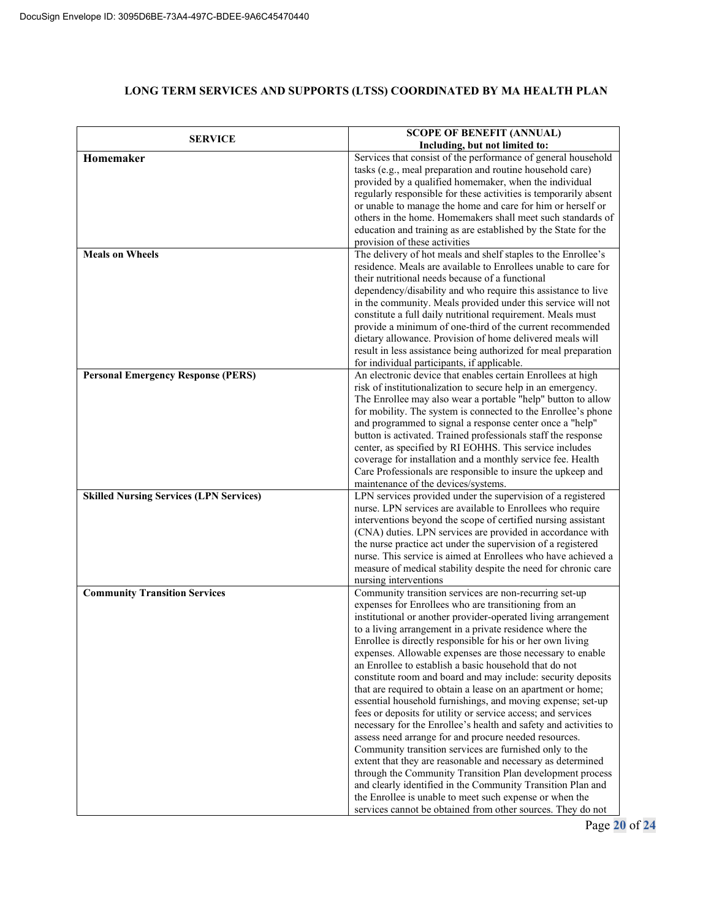## LONG TERM SERVICES AND SUPPORTS (LTSS) COORDINATED BY MA HEALTH PLAN

| SERVICE | SCOPE OF BENEFIT (ANNUAL) Including, but not limited to: |
|---|---|
| **Homemaker** | Services that consist of the performance of general household tasks (e.g., meal preparation and routine household care) provided by a qualified homemaker, when the individual regularly responsible for these activities is temporarily absent or unable to manage the home and care for him or herself or others in the home. Homemakers shall meet such standards of education and training as are established by the State for the provision of these activities |
| **Meals on Wheels** | The delivery of hot meals and shelf staples to the Enrollee's residence. Meals are available to Enrollees unable to care for their nutritional needs because of a functional dependency/disability and who require this assistance to live in the community. Meals provided under this service will not constitute a full daily nutritional requirement. Meals must provide a minimum of one-third of the current recommended dietary allowance. Provision of home delivered meals will result in less assistance being authorized for meal preparation for individual participants, if applicable. |
| **Personal Emergency Response (PERS)** | An electronic device that enables certain Enrollees at high risk of institutionalization to secure help in an emergency. The Enrollee may also wear a portable "help" button to allow for mobility. The system is connected to the Enrollee's phone and programmed to signal a response center once a "help" button is activated. Trained professionals staff the response center, as specified by RI EOHHS. This service includes coverage for installation and a monthly service fee. Health Care Professionals are responsible to insure the upkeep and maintenance of the devices/systems. |
| **Skilled Nursing Services (LPN Services)** | LPN services provided under the supervision of a registered nurse. LPN services are available to Enrollees who require interventions beyond the scope of certified nursing assistant (CNA) duties. LPN services are provided in accordance with the nurse practice act under the supervision of a registered nurse. This service is aimed at Enrollees who have achieved a measure of medical stability despite the need for chronic care nursing interventions |
| **Community Transition Services** | Community transition services are non-recurring set-up expenses for Enrollees who are transitioning from an institutional or another provider-operated living arrangement to a living arrangement in a private residence where the Enrollee is directly responsible for his or her own living expenses. Allowable expenses are those necessary to enable an Enrollee to establish a basic household that do not constitute room and board and may include: security deposits that are required to obtain a lease on an apartment or home; essential household furnishings, and moving expense; set-up fees or deposits for utility or service access; and services necessary for the Enrollee's health and safety and activities to assess need arrange for and procure needed resources. Community transition services are furnished only to the extent that they are reasonable and necessary as determined through the Community Transition Plan development process and clearly identified in the Community Transition Plan and the Enrollee is unable to meet such expense or when the services cannot be obtained from other sources. They do not |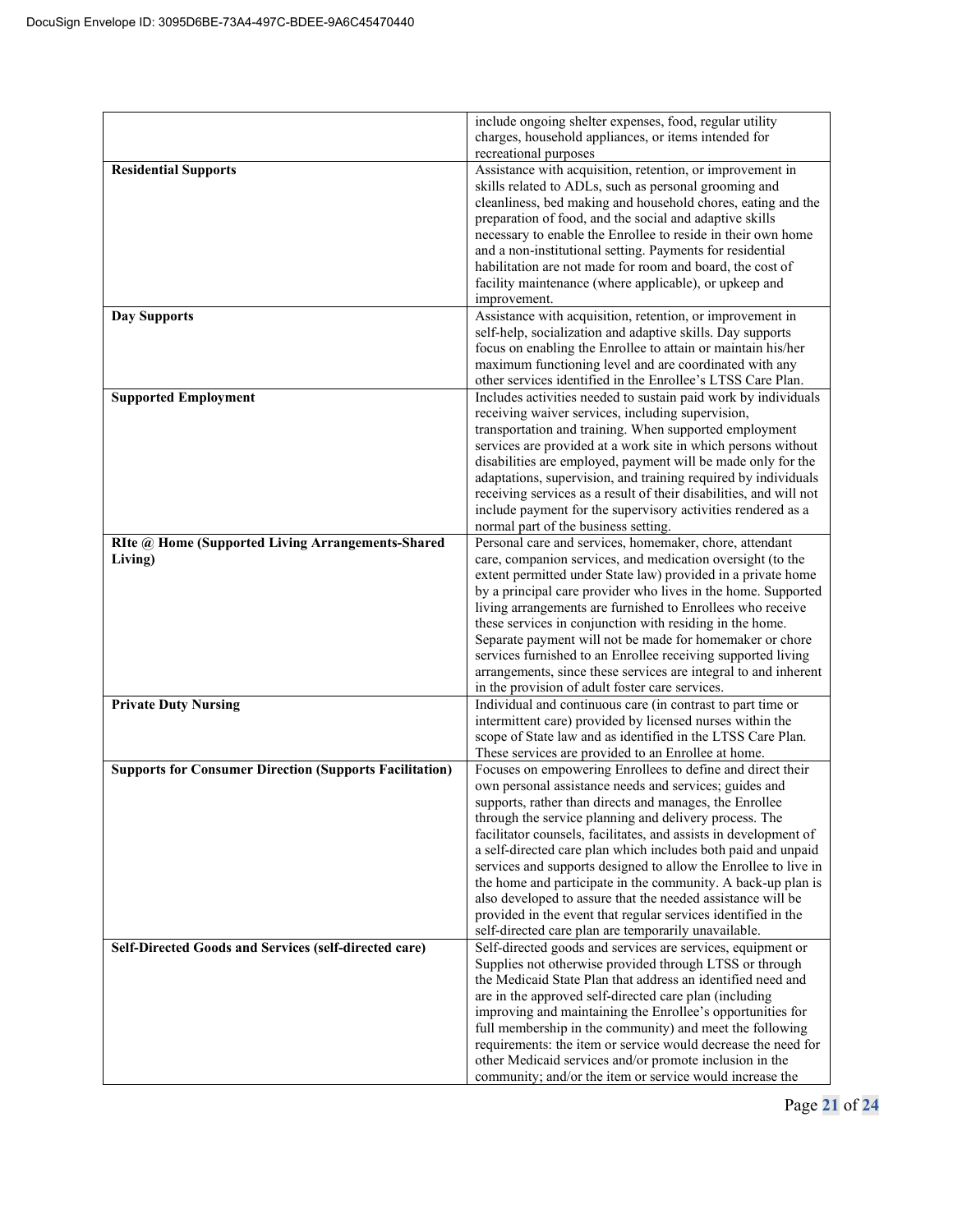| | |
|---|---|
| | include ongoing shelter expenses, food, regular utility charges, household appliances, or items intended for recreational purposes |
| **Residential Supports** | Assistance with acquisition, retention, or improvement in skills related to ADLs, such as personal grooming and cleanliness, bed making and household chores, eating and the preparation of food, and the social and adaptive skills necessary to enable the Enrollee to reside in their own home and a non-institutional setting. Payments for residential habilitation are not made for room and board, the cost of facility maintenance (where applicable), or upkeep and improvement. |
| **Day Supports** | Assistance with acquisition, retention, or improvement in self-help, socialization and adaptive skills. Day supports focus on enabling the Enrollee to attain or maintain his/her maximum functioning level and are coordinated with any other services identified in the Enrollee's LTSS Care Plan. |
| **Supported Employment** | Includes activities needed to sustain paid work by individuals receiving waiver services, including supervision, transportation and training. When supported employment services are provided at a work site in which persons without disabilities are employed, payment will be made only for the adaptations, supervision, and training required by individuals receiving services as a result of their disabilities, and will not include payment for the supervisory activities rendered as a normal part of the business setting. |
| **RIte @ Home (Supported Living Arrangements-Shared Living)** | Personal care and services, homemaker, chore, attendant care, companion services, and medication oversight (to the extent permitted under State law) provided in a private home by a principal care provider who lives in the home. Supported living arrangements are furnished to Enrollees who receive these services in conjunction with residing in the home. Separate payment will not be made for homemaker or chore services furnished to an Enrollee receiving supported living arrangements, since these services are integral to and inherent in the provision of adult foster care services. |
| **Private Duty Nursing** | Individual and continuous care (in contrast to part time or intermittent care) provided by licensed nurses within the scope of State law and as identified in the LTSS Care Plan. These services are provided to an Enrollee at home. |
| **Supports for Consumer Direction (Supports Facilitation)** | Focuses on empowering Enrollees to define and direct their own personal assistance needs and services; guides and supports, rather than directs and manages, the Enrollee through the service planning and delivery process. The facilitator counsels, facilitates, and assists in development of a self-directed care plan which includes both paid and unpaid services and supports designed to allow the Enrollee to live in the home and participate in the community. A back-up plan is also developed to assure that the needed assistance will be provided in the event that regular services identified in the self-directed care plan are temporarily unavailable. |
| **Self-Directed Goods and Services (self-directed care)** | Self-directed goods and services are services, equipment or Supplies not otherwise provided through LTSS or through the Medicaid State Plan that address an identified need and are in the approved self-directed care plan (including improving and maintaining the Enrollee's opportunities for full membership in the community) and meet the following requirements: the item or service would decrease the need for other Medicaid services and/or promote inclusion in the community; and/or the item or service would increase the |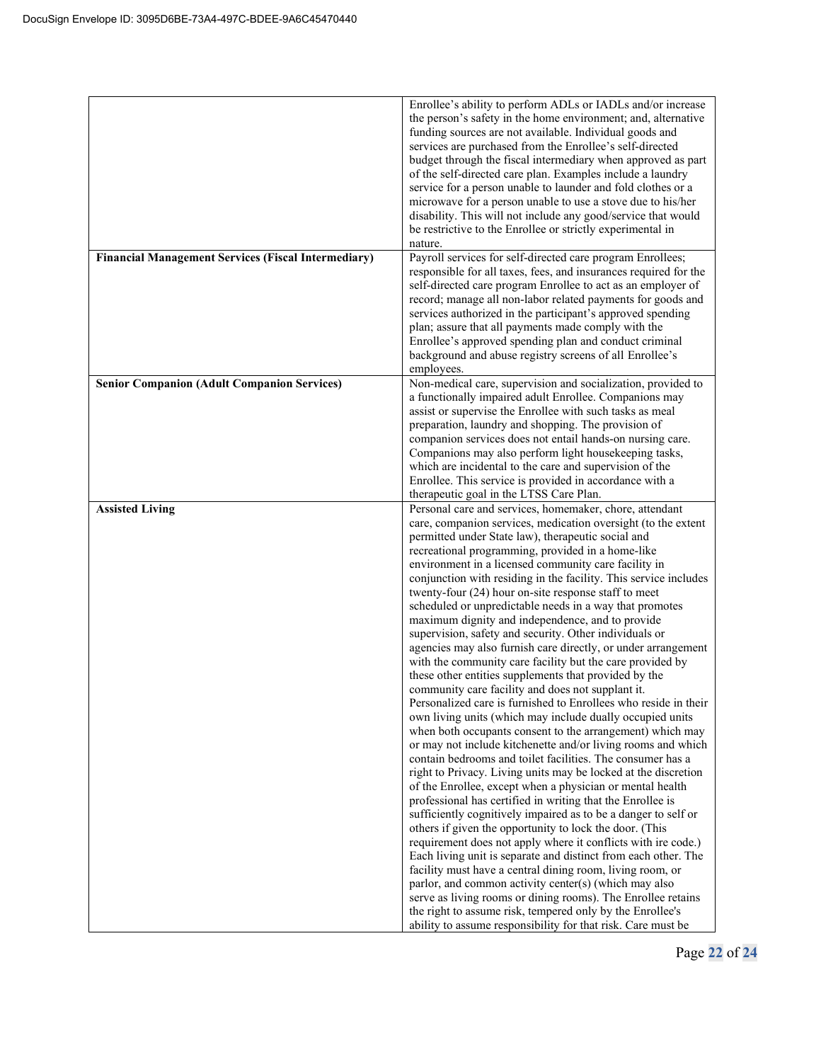| | |
|---|---|
| | Enrollee's ability to perform ADLs or IADLs and/or increase the person's safety in the home environment; and, alternative funding sources are not available. Individual goods and services are purchased from the Enrollee's self-directed budget through the fiscal intermediary when approved as part of the self-directed care plan. Examples include a laundry service for a person unable to launder and fold clothes or a microwave for a person unable to use a stove due to his/her disability. This will not include any good/service that would be restrictive to the Enrollee or strictly experimental in nature. |
| **Financial Management Services (Fiscal Intermediary)** | Payroll services for self-directed care program Enrollees; responsible for all taxes, fees, and insurances required for the self-directed care program Enrollee to act as an employer of record; manage all non-labor related payments for goods and services authorized in the participant's approved spending plan; assure that all payments made comply with the Enrollee's approved spending plan and conduct criminal background and abuse registry screens of all Enrollee's employees. |
| **Senior Companion (Adult Companion Services)** | Non-medical care, supervision and socialization, provided to a functionally impaired adult Enrollee. Companions may assist or supervise the Enrollee with such tasks as meal preparation, laundry and shopping. The provision of companion services does not entail hands-on nursing care. Companions may also perform light housekeeping tasks, which are incidental to the care and supervision of the Enrollee. This service is provided in accordance with a therapeutic goal in the LTSS Care Plan. |
| **Assisted Living** | Personal care and services, homemaker, chore, attendant care, companion services, medication oversight (to the extent permitted under State law), therapeutic social and recreational programming, provided in a home-like environment in a licensed community care facility in conjunction with residing in the facility. This service includes twenty-four (24) hour on-site response staff to meet scheduled or unpredictable needs in a way that promotes maximum dignity and independence, and to provide supervision, safety and security. Other individuals or agencies may also furnish care directly, or under arrangement with the community care facility but the care provided by these other entities supplements that provided by the community care facility and does not supplant it. Personalized care is furnished to Enrollees who reside in their own living units (which may include dually occupied units when both occupants consent to the arrangement) which may or may not include kitchenette and/or living rooms and which contain bedrooms and toilet facilities. The consumer has a right to Privacy. Living units may be locked at the discretion of the Enrollee, except when a physician or mental health professional has certified in writing that the Enrollee is sufficiently cognitively impaired as to be a danger to self or others if given the opportunity to lock the door. (This requirement does not apply where it conflicts with ire code.) Each living unit is separate and distinct from each other. The facility must have a central dining room, living room, or parlor, and common activity center(s) (which may also serve as living rooms or dining rooms). The Enrollee retains the right to assume risk, tempered only by the Enrollee's ability to assume responsibility for that risk. Care must be |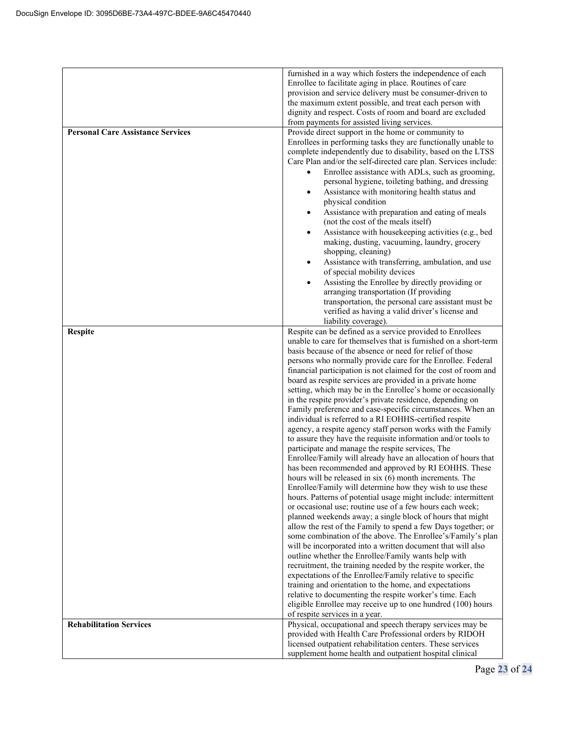| | |
|---|---|
| | furnished in a way which fosters the independence of each Enrollee to facilitate aging in place. Routines of care provision and service delivery must be consumer-driven to the maximum extent possible, and treat each person with dignity and respect. Costs of room and board are excluded from payments for assisted living services. |
| **Personal Care Assistance Services** | Provide direct support in the home or community to Enrollees in performing tasks they are functionally unable to complete independently due to disability, based on the LTSS Care Plan and/or the self-directed care plan. Services include:<br>• Enrollee assistance with ADLs, such as grooming, personal hygiene, toileting bathing, and dressing<br>• Assistance with monitoring health status and physical condition<br>• Assistance with preparation and eating of meals (not the cost of the meals itself)<br>• Assistance with housekeeping activities (e.g., bed making, dusting, vacuuming, laundry, grocery shopping, cleaning)<br>• Assistance with transferring, ambulation, and use of special mobility devices<br>• Assisting the Enrollee by directly providing or arranging transportation (If providing transportation, the personal care assistant must be verified as having a valid driver's license and liability coverage). |
| **Respite** | Respite can be defined as a service provided to Enrollees unable to care for themselves that is furnished on a short-term basis because of the absence or need for relief of those persons who normally provide care for the Enrollee. Federal financial participation is not claimed for the cost of room and board as respite services are provided in a private home setting, which may be in the Enrollee's home or occasionally in the respite provider's private residence, depending on Family preference and case-specific circumstances. When an individual is referred to a RI EOHHS-certified respite agency, a respite agency staff person works with the Family to assure they have the requisite information and/or tools to participate and manage the respite services, The Enrollee/Family will already have an allocation of hours that has been recommended and approved by RI EOHHS. These hours will be released in six (6) month increments. The Enrollee/Family will determine how they wish to use these hours. Patterns of potential usage might include: intermittent or occasional use; routine use of a few hours each week; planned weekends away; a single block of hours that might allow the rest of the Family to spend a few Days together; or some combination of the above. The Enrollee's/Family's plan will be incorporated into a written document that will also outline whether the Enrollee/Family wants help with recruitment, the training needed by the respite worker, the expectations of the Enrollee/Family relative to specific training and orientation to the home, and expectations relative to documenting the respite worker's time. Each eligible Enrollee may receive up to one hundred (100) hours of respite services in a year. |
| **Rehabilitation Services** | Physical, occupational and speech therapy services may be provided with Health Care Professional orders by RIDOH licensed outpatient rehabilitation centers. These services supplement home health and outpatient hospital clinical |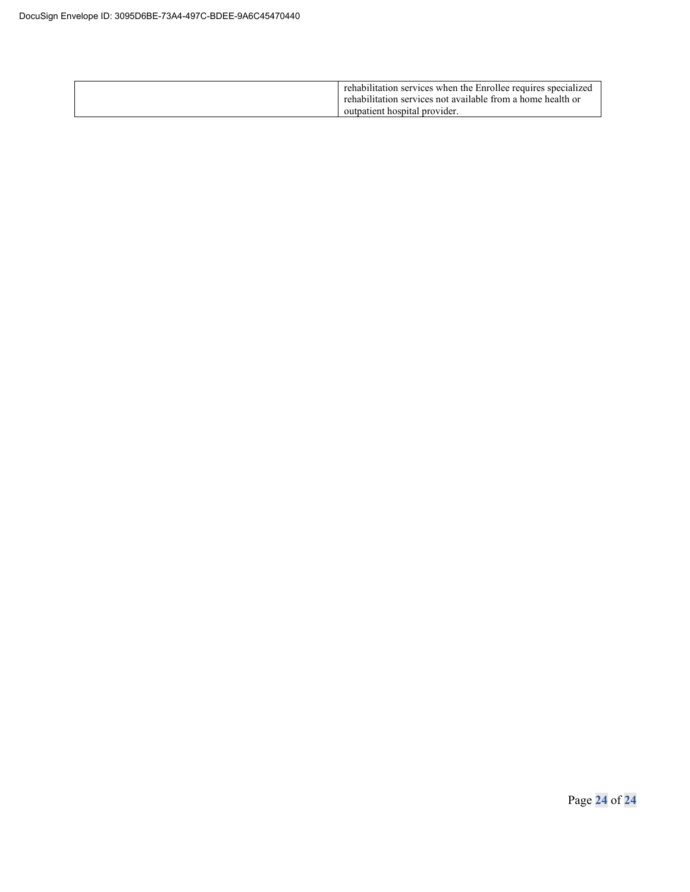| | |
|---|---|
| | rehabilitation services when the Enrollee requires specialized rehabilitation services not available from a home health or outpatient hospital provider. |